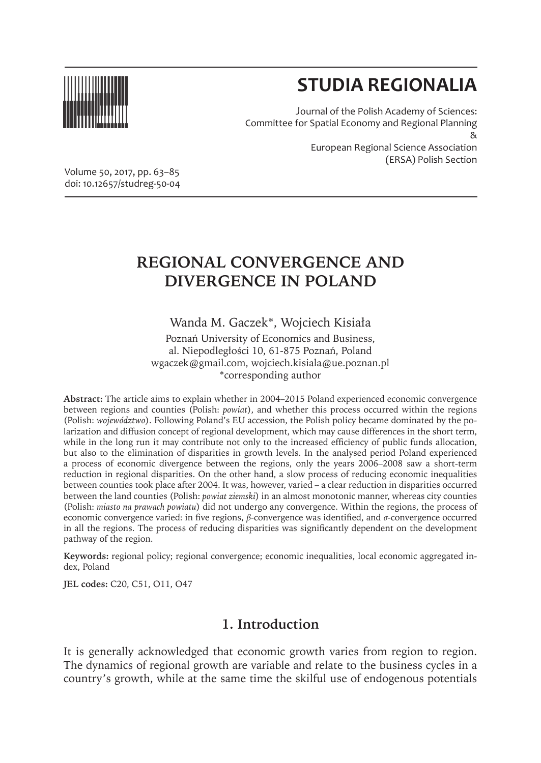# STUDIA REGIONALIA

Journal of the Polish Academy of Sciences:
Committee for Spatial Economy and Regional Planning
&
European Regional Science Association
(ERSA) Polish Section

Volume 50, 2017, pp. 63–85
doi: 10.12657/studreg-50-04

# REGIONAL CONVERGENCE AND DIVERGENCE IN POLAND

Wanda M. Gaczek*, Wojciech Kisiała

Poznań University of Economics and Business,
al. Niepodległości 10, 61-875 Poznań, Poland
wgaczek@gmail.com, wojciech.kisiala@ue.poznan.pl
*corresponding author

**Abstract:** The article aims to explain whether in 2004–2015 Poland experienced economic convergence between regions and counties (Polish: *powiat*), and whether this process occurred within the regions (Polish: *województwo*). Following Poland's EU accession, the Polish policy became dominated by the polarization and diffusion concept of regional development, which may cause differences in the short term, while in the long run it may contribute not only to the increased efficiency of public funds allocation, but also to the elimination of disparities in growth levels. In the analysed period Poland experienced a process of economic divergence between the regions, only the years 2006–2008 saw a short-term reduction in regional disparities. On the other hand, a slow process of reducing economic inequalities between counties took place after 2004. It was, however, varied – a clear reduction in disparities occurred between the land counties (Polish: *powiat ziemski*) in an almost monotonic manner, whereas city counties (Polish: *miasto na prawach powiatu*) did not undergo any convergence. Within the regions, the process of economic convergence varied: in five regions, *β*-convergence was identified, and *σ*-convergence occurred in all the regions. The process of reducing disparities was significantly dependent on the development pathway of the region.

**Keywords:** regional policy; regional convergence; economic inequalities, local economic aggregated index, Poland

**JEL codes:** C20, C51, O11, O47

## 1. Introduction

It is generally acknowledged that economic growth varies from region to region. The dynamics of regional growth are variable and relate to the business cycles in a country's growth, while at the same time the skilful use of endogenous potentials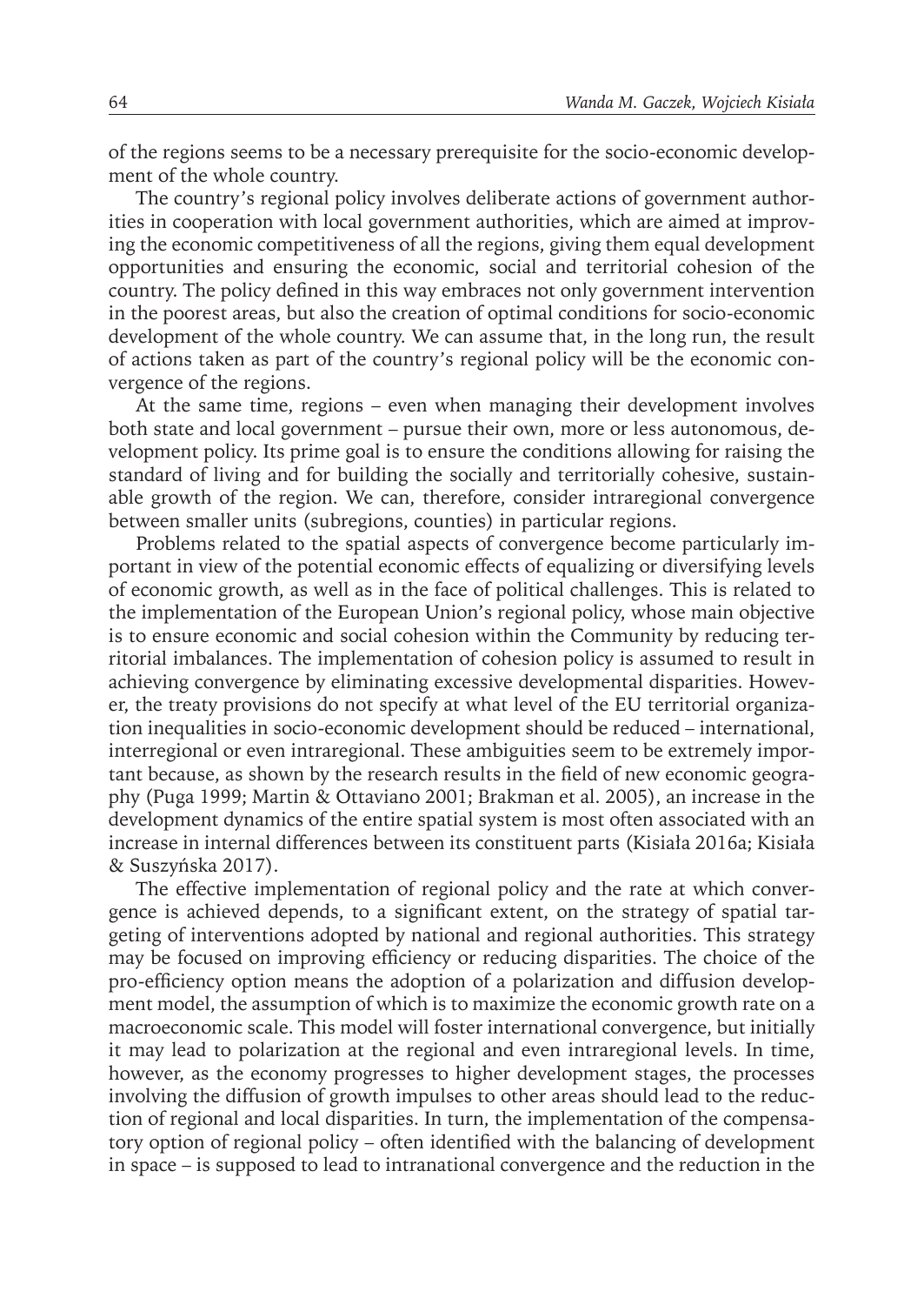of the regions seems to be a necessary prerequisite for the socio-economic development of the whole country.

The country's regional policy involves deliberate actions of government authorities in cooperation with local government authorities, which are aimed at improving the economic competitiveness of all the regions, giving them equal development opportunities and ensuring the economic, social and territorial cohesion of the country. The policy defined in this way embraces not only government intervention in the poorest areas, but also the creation of optimal conditions for socio-economic development of the whole country. We can assume that, in the long run, the result of actions taken as part of the country's regional policy will be the economic convergence of the regions.

At the same time, regions – even when managing their development involves both state and local government – pursue their own, more or less autonomous, development policy. Its prime goal is to ensure the conditions allowing for raising the standard of living and for building the socially and territorially cohesive, sustainable growth of the region. We can, therefore, consider intraregional convergence between smaller units (subregions, counties) in particular regions.

Problems related to the spatial aspects of convergence become particularly important in view of the potential economic effects of equalizing or diversifying levels of economic growth, as well as in the face of political challenges. This is related to the implementation of the European Union's regional policy, whose main objective is to ensure economic and social cohesion within the Community by reducing territorial imbalances. The implementation of cohesion policy is assumed to result in achieving convergence by eliminating excessive developmental disparities. However, the treaty provisions do not specify at what level of the EU territorial organization inequalities in socio-economic development should be reduced – international, interregional or even intraregional. These ambiguities seem to be extremely important because, as shown by the research results in the field of new economic geography (Puga 1999; Martin & Ottaviano 2001; Brakman et al. 2005), an increase in the development dynamics of the entire spatial system is most often associated with an increase in internal differences between its constituent parts (Kisiała 2016a; Kisiała & Suszyńska 2017).

The effective implementation of regional policy and the rate at which convergence is achieved depends, to a significant extent, on the strategy of spatial targeting of interventions adopted by national and regional authorities. This strategy may be focused on improving efficiency or reducing disparities. The choice of the pro-efficiency option means the adoption of a polarization and diffusion development model, the assumption of which is to maximize the economic growth rate on a macroeconomic scale. This model will foster international convergence, but initially it may lead to polarization at the regional and even intraregional levels. In time, however, as the economy progresses to higher development stages, the processes involving the diffusion of growth impulses to other areas should lead to the reduction of regional and local disparities. In turn, the implementation of the compensatory option of regional policy – often identified with the balancing of development in space – is supposed to lead to intranational convergence and the reduction in the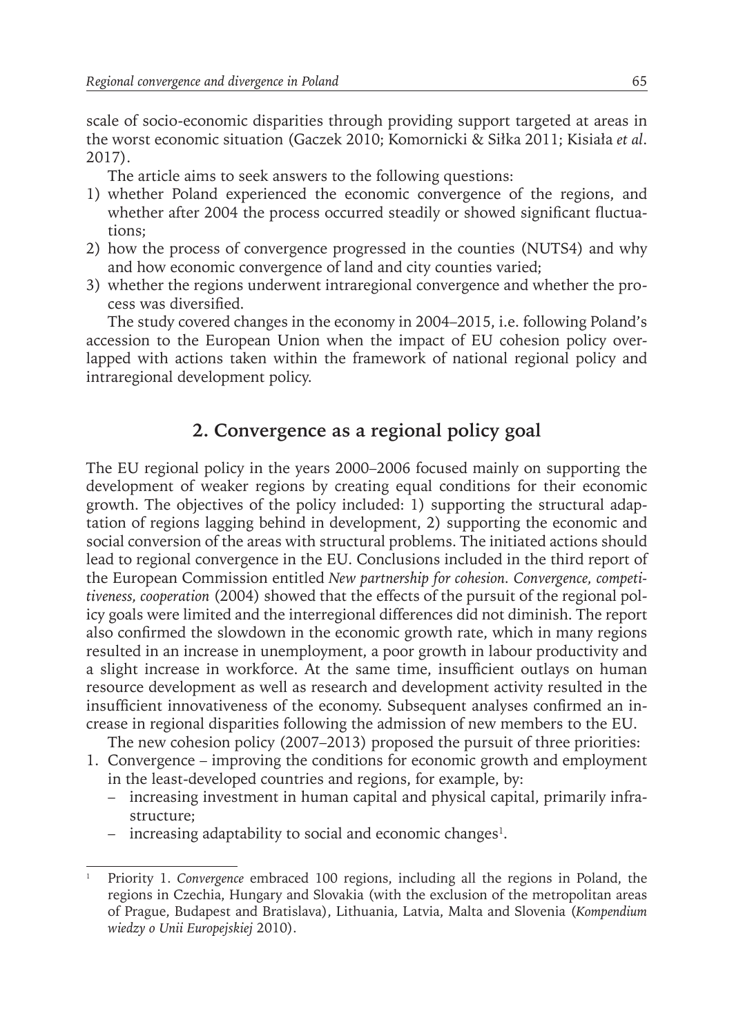scale of socio-economic disparities through providing support targeted at areas in the worst economic situation (Gaczek 2010; Komornicki & Siłka 2011; Kisiała *et al*. 2017).

The article aims to seek answers to the following questions:

1) whether Poland experienced the economic convergence of the regions, and whether after 2004 the process occurred steadily or showed significant fluctuations;
2) how the process of convergence progressed in the counties (NUTS4) and why and how economic convergence of land and city counties varied;
3) whether the regions underwent intraregional convergence and whether the process was diversified.

The study covered changes in the economy in 2004–2015, i.e. following Poland's accession to the European Union when the impact of EU cohesion policy overlapped with actions taken within the framework of national regional policy and intraregional development policy.

## 2. Convergence as a regional policy goal

The EU regional policy in the years 2000–2006 focused mainly on supporting the development of weaker regions by creating equal conditions for their economic growth. The objectives of the policy included: 1) supporting the structural adaptation of regions lagging behind in development, 2) supporting the economic and social conversion of the areas with structural problems. The initiated actions should lead to regional convergence in the EU. Conclusions included in the third report of the European Commission entitled *New partnership for cohesion. Convergence, competitiveness, cooperation* (2004) showed that the effects of the pursuit of the regional policy goals were limited and the interregional differences did not diminish. The report also confirmed the slowdown in the economic growth rate, which in many regions resulted in an increase in unemployment, a poor growth in labour productivity and a slight increase in workforce. At the same time, insufficient outlays on human resource development as well as research and development activity resulted in the insufficient innovativeness of the economy. Subsequent analyses confirmed an increase in regional disparities following the admission of new members to the EU.

The new cohesion policy (2007–2013) proposed the pursuit of three priorities:

1. Convergence – improving the conditions for economic growth and employment in the least-developed countries and regions, for example, by:
   - increasing investment in human capital and physical capital, primarily infrastructure;
   - increasing adaptability to social and economic changes[1].

---

[1] Priority 1. *Convergence* embraced 100 regions, including all the regions in Poland, the regions in Czechia, Hungary and Slovakia (with the exclusion of the metropolitan areas of Prague, Budapest and Bratislava), Lithuania, Latvia, Malta and Slovenia (*Kompendium wiedzy o Unii Europejskiej* 2010).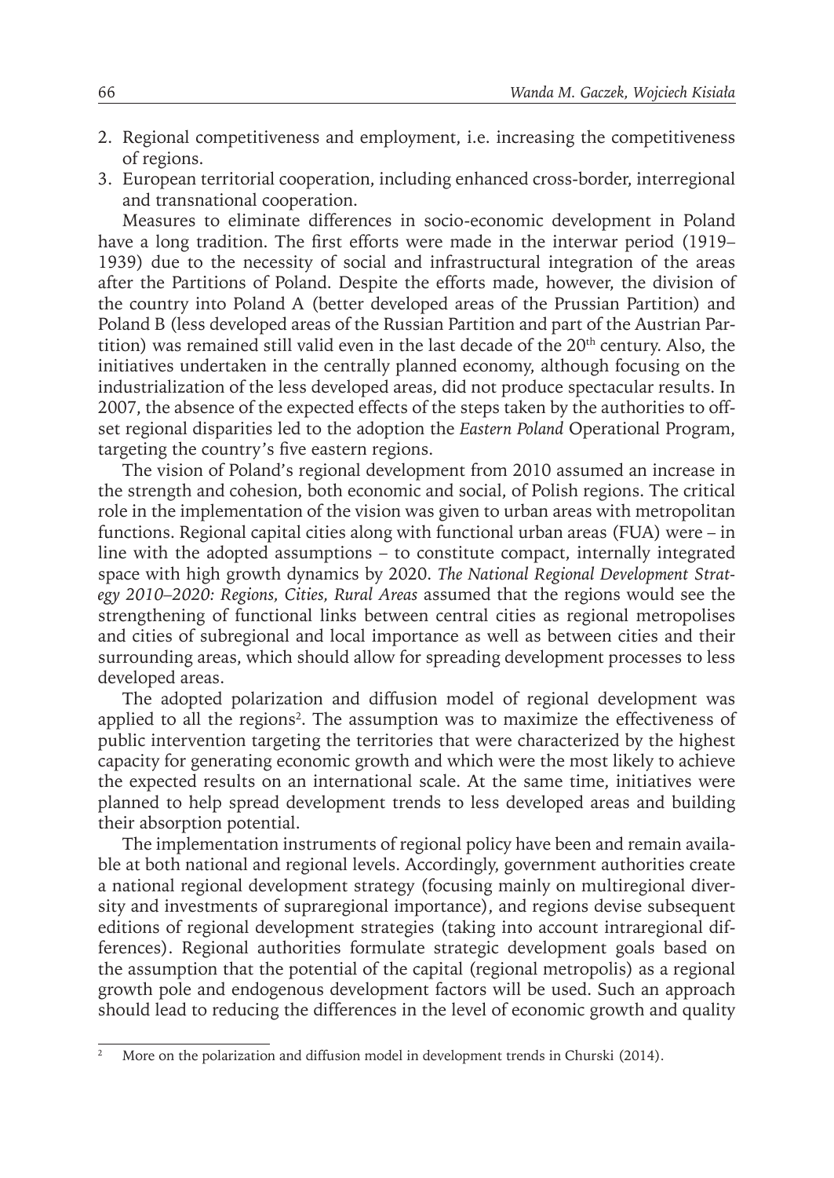2. Regional competitiveness and employment, i.e. increasing the competitiveness of regions.
3. European territorial cooperation, including enhanced cross-border, interregional and transnational cooperation.

Measures to eliminate differences in socio-economic development in Poland have a long tradition. The first efforts were made in the interwar period (1919–1939) due to the necessity of social and infrastructural integration of the areas after the Partitions of Poland. Despite the efforts made, however, the division of the country into Poland A (better developed areas of the Prussian Partition) and Poland B (less developed areas of the Russian Partition and part of the Austrian Partition) was remained still valid even in the last decade of the 20th century. Also, the initiatives undertaken in the centrally planned economy, although focusing on the industrialization of the less developed areas, did not produce spectacular results. In 2007, the absence of the expected effects of the steps taken by the authorities to offset regional disparities led to the adoption the *Eastern Poland* Operational Program, targeting the country's five eastern regions.

The vision of Poland's regional development from 2010 assumed an increase in the strength and cohesion, both economic and social, of Polish regions. The critical role in the implementation of the vision was given to urban areas with metropolitan functions. Regional capital cities along with functional urban areas (FUA) were – in line with the adopted assumptions – to constitute compact, internally integrated space with high growth dynamics by 2020. *The National Regional Development Strategy 2010–2020: Regions, Cities, Rural Areas* assumed that the regions would see the strengthening of functional links between central cities as regional metropolises and cities of subregional and local importance as well as between cities and their surrounding areas, which should allow for spreading development processes to less developed areas.

The adopted polarization and diffusion model of regional development was applied to all the regions[2]. The assumption was to maximize the effectiveness of public intervention targeting the territories that were characterized by the highest capacity for generating economic growth and which were the most likely to achieve the expected results on an international scale. At the same time, initiatives were planned to help spread development trends to less developed areas and building their absorption potential.

The implementation instruments of regional policy have been and remain available at both national and regional levels. Accordingly, government authorities create a national regional development strategy (focusing mainly on multiregional diversity and investments of supraregional importance), and regions devise subsequent editions of regional development strategies (taking into account intraregional differences). Regional authorities formulate strategic development goals based on the assumption that the potential of the capital (regional metropolis) as a regional growth pole and endogenous development factors will be used. Such an approach should lead to reducing the differences in the level of economic growth and quality

[2] More on the polarization and diffusion model in development trends in Churski (2014).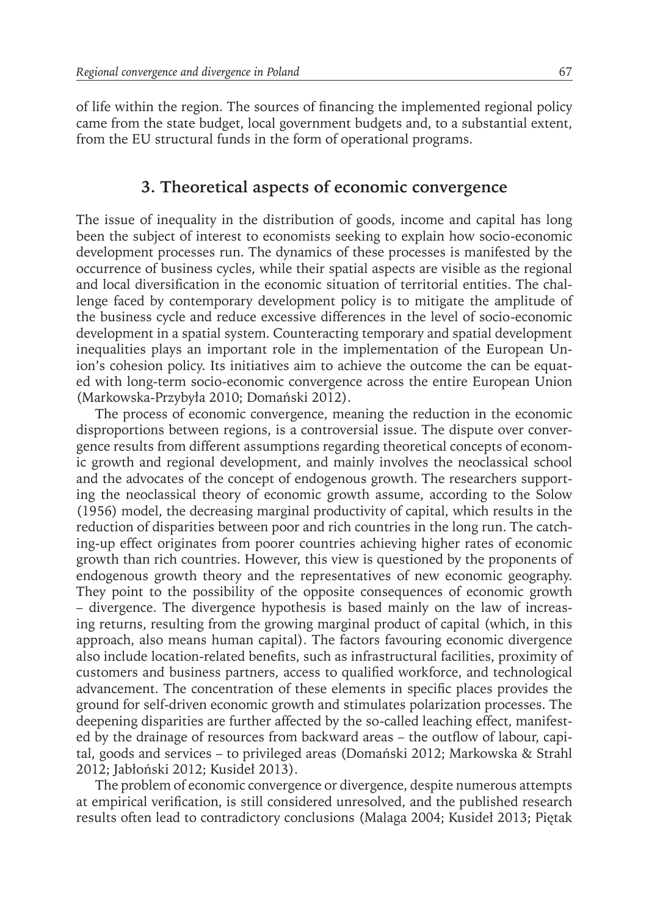of life within the region. The sources of financing the implemented regional policy came from the state budget, local government budgets and, to a substantial extent, from the EU structural funds in the form of operational programs.

## 3. Theoretical aspects of economic convergence

The issue of inequality in the distribution of goods, income and capital has long been the subject of interest to economists seeking to explain how socio-economic development processes run. The dynamics of these processes is manifested by the occurrence of business cycles, while their spatial aspects are visible as the regional and local diversification in the economic situation of territorial entities. The challenge faced by contemporary development policy is to mitigate the amplitude of the business cycle and reduce excessive differences in the level of socio-economic development in a spatial system. Counteracting temporary and spatial development inequalities plays an important role in the implementation of the European Union's cohesion policy. Its initiatives aim to achieve the outcome the can be equated with long-term socio-economic convergence across the entire European Union (Markowska-Przybyła 2010; Domański 2012).

The process of economic convergence, meaning the reduction in the economic disproportions between regions, is a controversial issue. The dispute over convergence results from different assumptions regarding theoretical concepts of economic growth and regional development, and mainly involves the neoclassical school and the advocates of the concept of endogenous growth. The researchers supporting the neoclassical theory of economic growth assume, according to the Solow (1956) model, the decreasing marginal productivity of capital, which results in the reduction of disparities between poor and rich countries in the long run. The catching-up effect originates from poorer countries achieving higher rates of economic growth than rich countries. However, this view is questioned by the proponents of endogenous growth theory and the representatives of new economic geography. They point to the possibility of the opposite consequences of economic growth – divergence. The divergence hypothesis is based mainly on the law of increasing returns, resulting from the growing marginal product of capital (which, in this approach, also means human capital). The factors favouring economic divergence also include location-related benefits, such as infrastructural facilities, proximity of customers and business partners, access to qualified workforce, and technological advancement. The concentration of these elements in specific places provides the ground for self-driven economic growth and stimulates polarization processes. The deepening disparities are further affected by the so-called leaching effect, manifested by the drainage of resources from backward areas – the outflow of labour, capital, goods and services – to privileged areas (Domański 2012; Markowska & Strahl 2012; Jabłoński 2012; Kusideł 2013).

The problem of economic convergence or divergence, despite numerous attempts at empirical verification, is still considered unresolved, and the published research results often lead to contradictory conclusions (Malaga 2004; Kusideł 2013; Piętak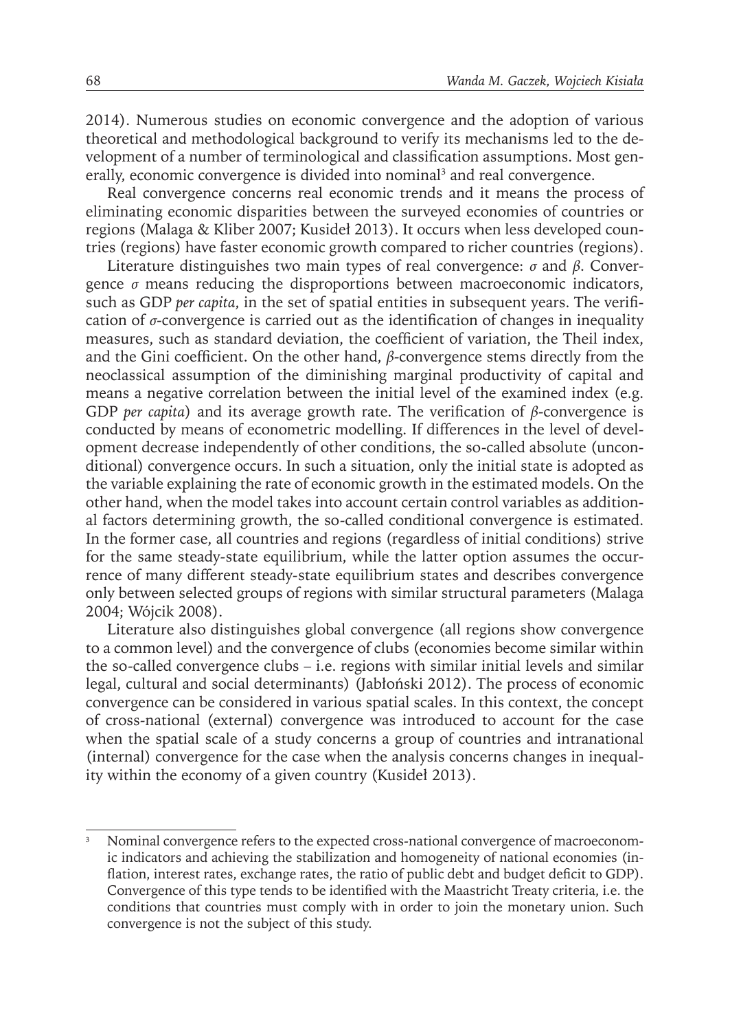2014). Numerous studies on economic convergence and the adoption of various theoretical and methodological background to verify its mechanisms led to the development of a number of terminological and classification assumptions. Most generally, economic convergence is divided into nominal[3] and real convergence.

Real convergence concerns real economic trends and it means the process of eliminating economic disparities between the surveyed economies of countries or regions (Malaga & Kliber 2007; Kusideł 2013). It occurs when less developed countries (regions) have faster economic growth compared to richer countries (regions).

Literature distinguishes two main types of real convergence: $\sigma$ and $\beta$. Convergence $\sigma$ means reducing the disproportions between macroeconomic indicators, such as GDP *per capita*, in the set of spatial entities in subsequent years. The verification of $\sigma$-convergence is carried out as the identification of changes in inequality measures, such as standard deviation, the coefficient of variation, the Theil index, and the Gini coefficient. On the other hand, $\beta$-convergence stems directly from the neoclassical assumption of the diminishing marginal productivity of capital and means a negative correlation between the initial level of the examined index (e.g. GDP *per capita*) and its average growth rate. The verification of $\beta$-convergence is conducted by means of econometric modelling. If differences in the level of development decrease independently of other conditions, the so-called absolute (unconditional) convergence occurs. In such a situation, only the initial state is adopted as the variable explaining the rate of economic growth in the estimated models. On the other hand, when the model takes into account certain control variables as additional factors determining growth, the so-called conditional convergence is estimated. In the former case, all countries and regions (regardless of initial conditions) strive for the same steady-state equilibrium, while the latter option assumes the occurrence of many different steady-state equilibrium states and describes convergence only between selected groups of regions with similar structural parameters (Malaga 2004; Wójcik 2008).

Literature also distinguishes global convergence (all regions show convergence to a common level) and the convergence of clubs (economies become similar within the so-called convergence clubs – i.e. regions with similar initial levels and similar legal, cultural and social determinants) (Jabłoński 2012). The process of economic convergence can be considered in various spatial scales. In this context, the concept of cross-national (external) convergence was introduced to account for the case when the spatial scale of a study concerns a group of countries and intranational (internal) convergence for the case when the analysis concerns changes in inequality within the economy of a given country (Kusideł 2013).

[3] Nominal convergence refers to the expected cross-national convergence of macroeconomic indicators and achieving the stabilization and homogeneity of national economies (inflation, interest rates, exchange rates, the ratio of public debt and budget deficit to GDP). Convergence of this type tends to be identified with the Maastricht Treaty criteria, i.e. the conditions that countries must comply with in order to join the monetary union. Such convergence is not the subject of this study.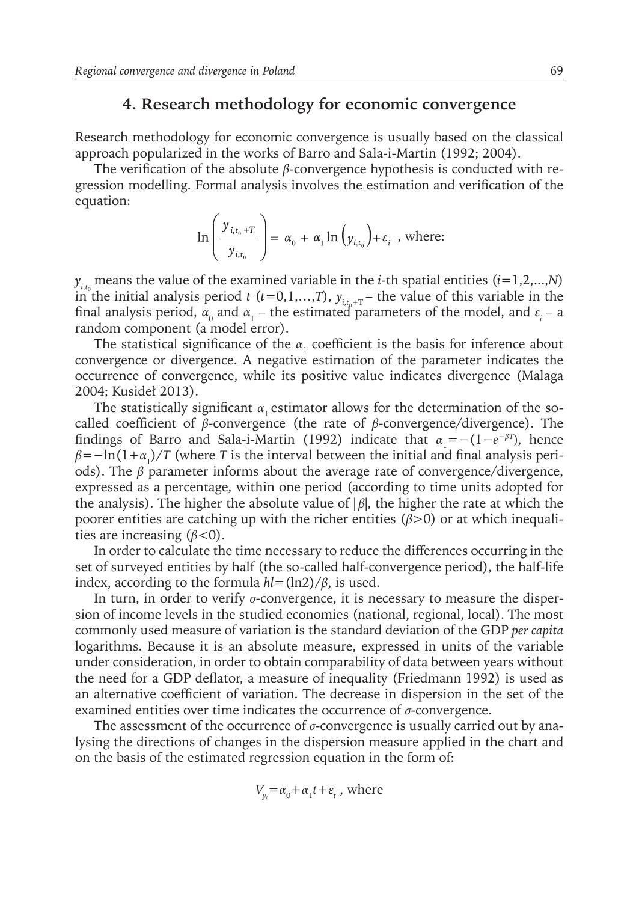## 4. Research methodology for economic convergence

Research methodology for economic convergence is usually based on the classical approach popularized in the works of Barro and Sala-i-Martin (1992; 2004).

The verification of the absolute $\beta$-convergence hypothesis is conducted with regression modelling. Formal analysis involves the estimation and verification of the equation:

$$\ln\left(\frac{y_{i,t_0+T}}{y_{i,t_0}}\right) = \alpha_0 + \alpha_1 \ln\left(y_{i,t_0}\right) + \varepsilon_i \text{ , where:}$$

$y_{i,t_0}$ means the value of the examined variable in the $i$-th spatial entities ($i=1,2,\ldots,N$) in the initial analysis period $t$ ($t=0,1,\ldots,T$), $y_{i,t_0+T}$ – the value of this variable in the final analysis period, $\alpha_0$ and $\alpha_1$ – the estimated parameters of the model, and $\varepsilon_i$ – a random component (a model error).

The statistical significance of the $\alpha_1$ coefficient is the basis for inference about convergence or divergence. A negative estimation of the parameter indicates the occurrence of convergence, while its positive value indicates divergence (Malaga 2004; Kusideł 2013).

The statistically significant $\alpha_1$ estimator allows for the determination of the so-called coefficient of $\beta$-convergence (the rate of $\beta$-convergence/divergence). The findings of Barro and Sala-i-Martin (1992) indicate that $\alpha_1 = -(1-e^{-\beta T})$, hence $\beta = -\ln(1+\alpha_1)/T$ (where $T$ is the interval between the initial and final analysis periods). The $\beta$ parameter informs about the average rate of convergence/divergence, expressed as a percentage, within one period (according to time units adopted for the analysis). The higher the absolute value of $|\beta|$, the higher the rate at which the poorer entities are catching up with the richer entities ($\beta>0$) or at which inequalities are increasing ($\beta<0$).

In order to calculate the time necessary to reduce the differences occurring in the set of surveyed entities by half (the so-called half-convergence period), the half-life index, according to the formula $hl=(\ln 2)/\beta$, is used.

In turn, in order to verify $\sigma$-convergence, it is necessary to measure the dispersion of income levels in the studied economies (national, regional, local). The most commonly used measure of variation is the standard deviation of the GDP *per capita* logarithms. Because it is an absolute measure, expressed in units of the variable under consideration, in order to obtain comparability of data between years without the need for a GDP deflator, a measure of inequality (Friedmann 1992) is used as an alternative coefficient of variation. The decrease in dispersion in the set of the examined entities over time indicates the occurrence of $\sigma$-convergence.

The assessment of the occurrence of $\sigma$-convergence is usually carried out by analysing the directions of changes in the dispersion measure applied in the chart and on the basis of the estimated regression equation in the form of:

$$V_{y_t} = \alpha_0 + \alpha_1 t + \varepsilon_t \text{ , where}$$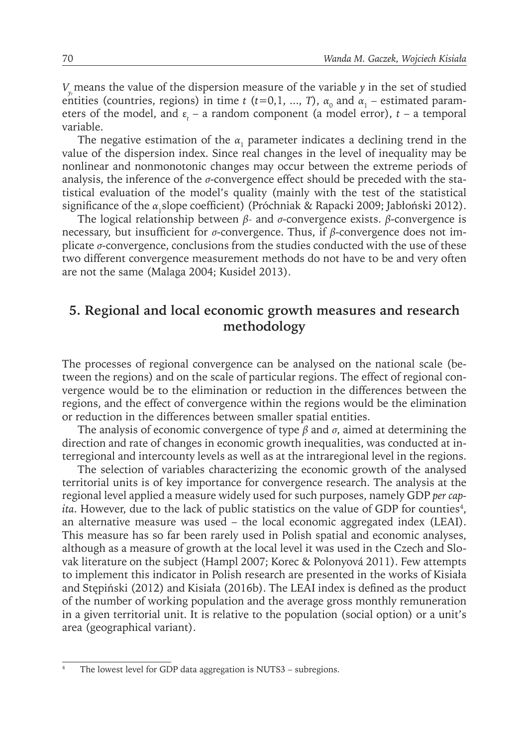$V_{y_t}$ means the value of the dispersion measure of the variable $y$ in the set of studied entities (countries, regions) in time $t$ ($t=0,1, ..., T$), $\alpha_0$ and $\alpha_1$ – estimated parameters of the model, and $\varepsilon_t$ – a random component (a model error), $t$ – a temporal variable.

The negative estimation of the $\alpha_1$ parameter indicates a declining trend in the value of the dispersion index. Since real changes in the level of inequality may be nonlinear and nonmonotonic changes may occur between the extreme periods of analysis, the inference of the $\sigma$-convergence effect should be preceded with the statistical evaluation of the model's quality (mainly with the test of the statistical significance of the $\alpha_1$ slope coefficient) (Próchniak & Rapacki 2009; Jabłoński 2012).

The logical relationship between $\beta$- and $\sigma$-convergence exists. $\beta$-convergence is necessary, but insufficient for $\sigma$-convergence. Thus, if $\beta$-convergence does not implicate $\sigma$-convergence, conclusions from the studies conducted with the use of these two different convergence measurement methods do not have to be and very often are not the same (Malaga 2004; Kusideł 2013).

## 5. Regional and local economic growth measures and research methodology

The processes of regional convergence can be analysed on the national scale (between the regions) and on the scale of particular regions. The effect of regional convergence would be to the elimination or reduction in the differences between the regions, and the effect of convergence within the regions would be the elimination or reduction in the differences between smaller spatial entities.

The analysis of economic convergence of type $\beta$ and $\sigma$, aimed at determining the direction and rate of changes in economic growth inequalities, was conducted at interregional and intercounty levels as well as at the intraregional level in the regions.

The selection of variables characterizing the economic growth of the analysed territorial units is of key importance for convergence research. The analysis at the regional level applied a measure widely used for such purposes, namely GDP *per capita*. However, due to the lack of public statistics on the value of GDP for counties[4], an alternative measure was used – the local economic aggregated index (LEAI). This measure has so far been rarely used in Polish spatial and economic analyses, although as a measure of growth at the local level it was used in the Czech and Slovak literature on the subject (Hampl 2007; Korec & Polonyová 2011). Few attempts to implement this indicator in Polish research are presented in the works of Kisiała and Stępiński (2012) and Kisiała (2016b). The LEAI index is defined as the product of the number of working population and the average gross monthly remuneration in a given territorial unit. It is relative to the population (social option) or a unit's area (geographical variant).

[4] The lowest level for GDP data aggregation is NUTS3 – subregions.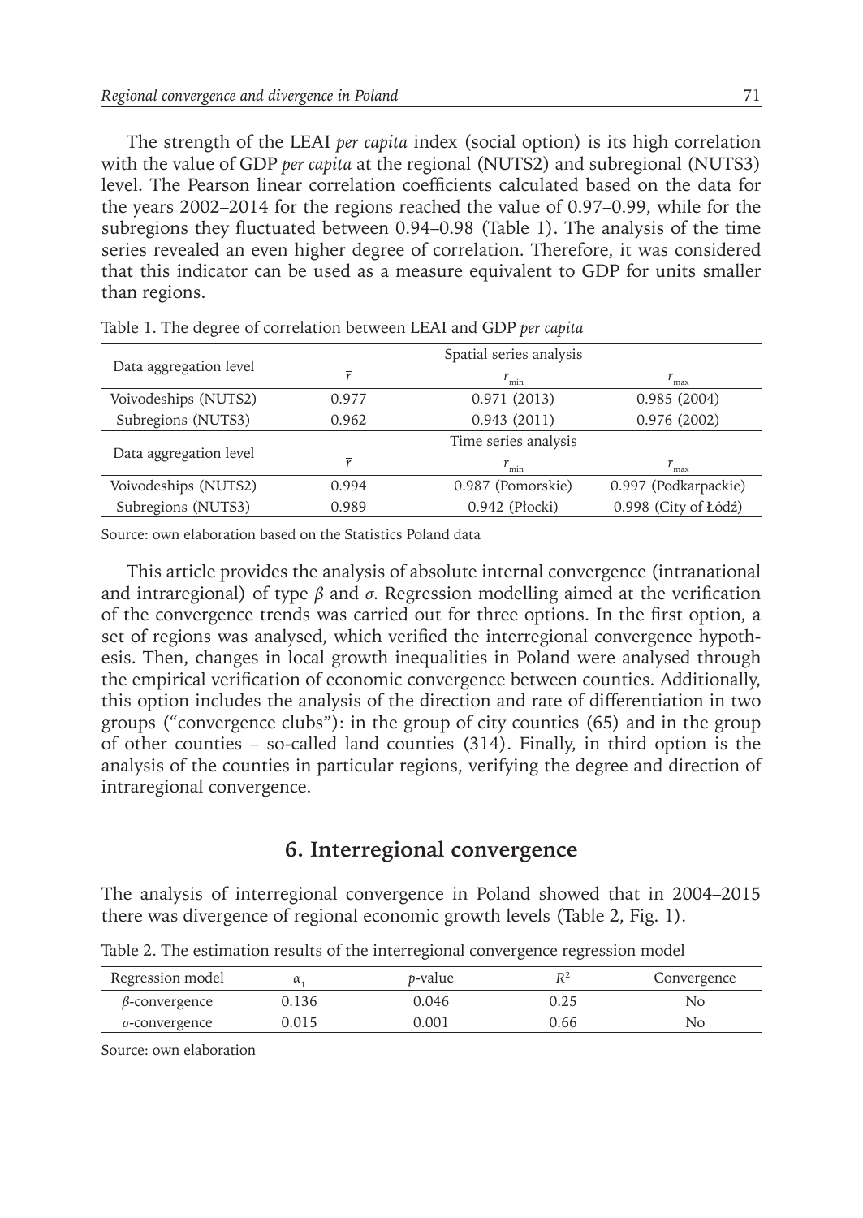The strength of the LEAI *per capita* index (social option) is its high correlation with the value of GDP *per capita* at the regional (NUTS2) and subregional (NUTS3) level. The Pearson linear correlation coefficients calculated based on the data for the years 2002–2014 for the regions reached the value of 0.97–0.99, while for the subregions they fluctuated between 0.94–0.98 (Table 1). The analysis of the time series revealed an even higher degree of correlation. Therefore, it was considered that this indicator can be used as a measure equivalent to GDP for units smaller than regions.

Table 1. The degree of correlation between LEAI and GDP *per capita*

| Data aggregation level | Spatial series analysis | | |
|---|---|---|---|
| | $\bar{r}$ | $r_{min}$ | $r_{max}$ |
| Voivodeships (NUTS2) | 0.977 | 0.971 (2013) | 0.985 (2004) |
| Subregions (NUTS3) | 0.962 | 0.943 (2011) | 0.976 (2002) |
| **Data aggregation level** | **Time series analysis** | | |
| | $\bar{r}$ | $r_{min}$ | $r_{max}$ |
| Voivodeships (NUTS2) | 0.994 | 0.987 (Pomorskie) | 0.997 (Podkarpackie) |
| Subregions (NUTS3) | 0.989 | 0.942 (Płocki) | 0.998 (City of Łódź) |

Source: own elaboration based on the Statistics Poland data

This article provides the analysis of absolute internal convergence (intranational and intraregional) of type $\beta$ and $\sigma$. Regression modelling aimed at the verification of the convergence trends was carried out for three options. In the first option, a set of regions was analysed, which verified the interregional convergence hypothesis. Then, changes in local growth inequalities in Poland were analysed through the empirical verification of economic convergence between counties. Additionally, this option includes the analysis of the direction and rate of differentiation in two groups ("convergence clubs"): in the group of city counties (65) and in the group of other counties – so-called land counties (314). Finally, in third option is the analysis of the counties in particular regions, verifying the degree and direction of intraregional convergence.

## 6. Interregional convergence

The analysis of interregional convergence in Poland showed that in 2004–2015 there was divergence of regional economic growth levels (Table 2, Fig. 1).

Table 2. The estimation results of the interregional convergence regression model

| Regression model | $\alpha_1$ | $p$-value | $R^2$ | Convergence |
|---|---|---|---|---|
| $\beta$-convergence | 0.136 | 0.046 | 0.25 | No |
| $\sigma$-convergence | 0.015 | 0.001 | 0.66 | No |

Source: own elaboration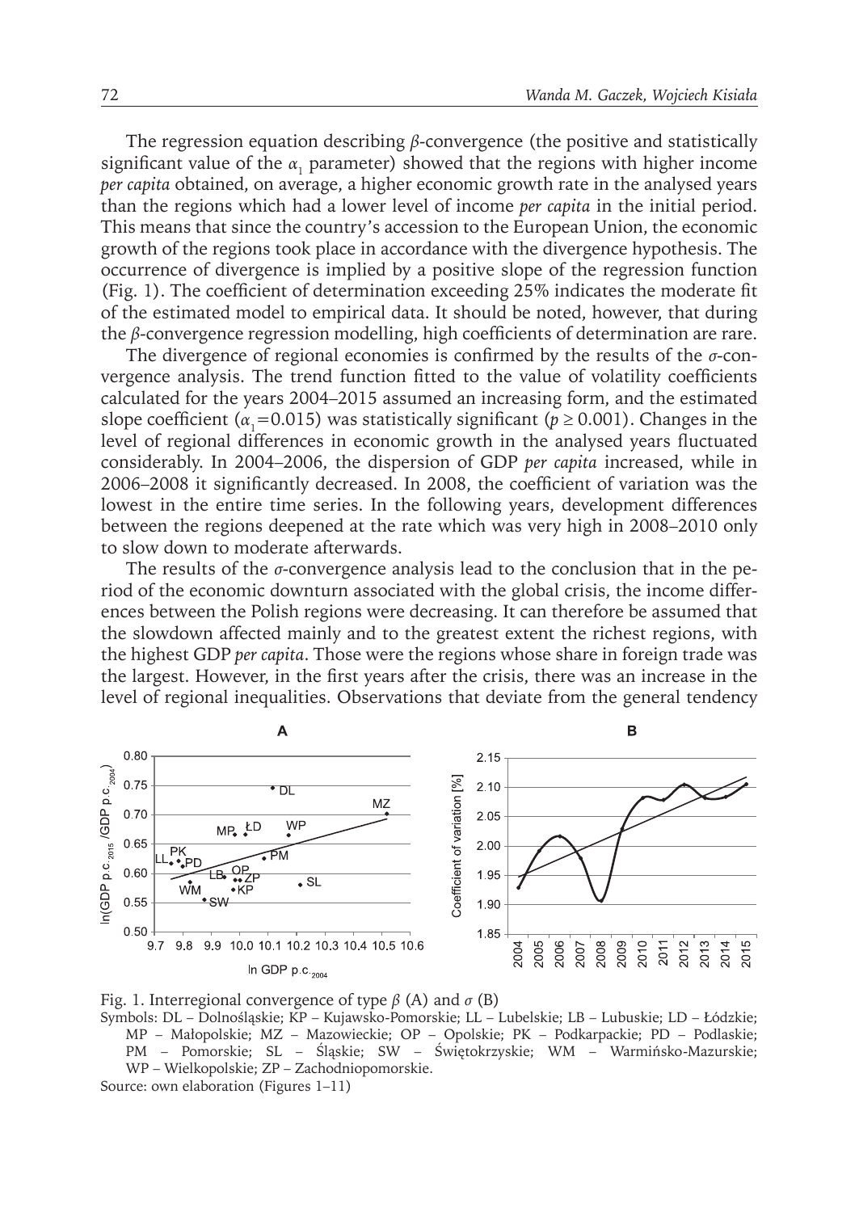The regression equation describing *β*-convergence (the positive and statistically significant value of the $\alpha_1$ parameter) showed that the regions with higher income *per capita* obtained, on average, a higher economic growth rate in the analysed years than the regions which had a lower level of income *per capita* in the initial period. This means that since the country's accession to the European Union, the economic growth of the regions took place in accordance with the divergence hypothesis. The occurrence of divergence is implied by a positive slope of the regression function (Fig. 1). The coefficient of determination exceeding 25% indicates the moderate fit of the estimated model to empirical data. It should be noted, however, that during the *β*-convergence regression modelling, high coefficients of determination are rare.

The divergence of regional economies is confirmed by the results of the *σ*-convergence analysis. The trend function fitted to the value of volatility coefficients calculated for the years 2004–2015 assumed an increasing form, and the estimated slope coefficient ($\alpha_1$=0.015) was statistically significant ($p \geq 0.001$). Changes in the level of regional differences in economic growth in the analysed years fluctuated considerably. In 2004–2006, the dispersion of GDP *per capita* increased, while in 2006–2008 it significantly decreased. In 2008, the coefficient of variation was the lowest in the entire time series. In the following years, development differences between the regions deepened at the rate which was very high in 2008–2010 only to slow down to moderate afterwards.

The results of the *σ*-convergence analysis lead to the conclusion that in the period of the economic downturn associated with the global crisis, the income differences between the Polish regions were decreasing. It can therefore be assumed that the slowdown affected mainly and to the greatest extent the richest regions, with the highest GDP *per capita*. Those were the regions whose share in foreign trade was the largest. However, in the first years after the crisis, there was an increase in the level of regional inequalities. Observations that deviate from the general tendency

Fig. 1. Interregional convergence of type *β* (A) and *σ* (B)

Symbols: DL – Dolnośląskie; KP – Kujawsko-Pomorskie; LL – Lubelskie; LB – Lubuskie; LD – Łódzkie; MP – Małopolskie; MZ – Mazowieckie; OP – Opolskie; PK – Podkarpackie; PD – Podlaskie; PM – Pomorskie; SL – Śląskie; SW – Świętokrzyskie; WM – Warmińsko-Mazurskie; WP – Wielkopolskie; ZP – Zachodniopomorskie.

Source: own elaboration (Figures 1–11)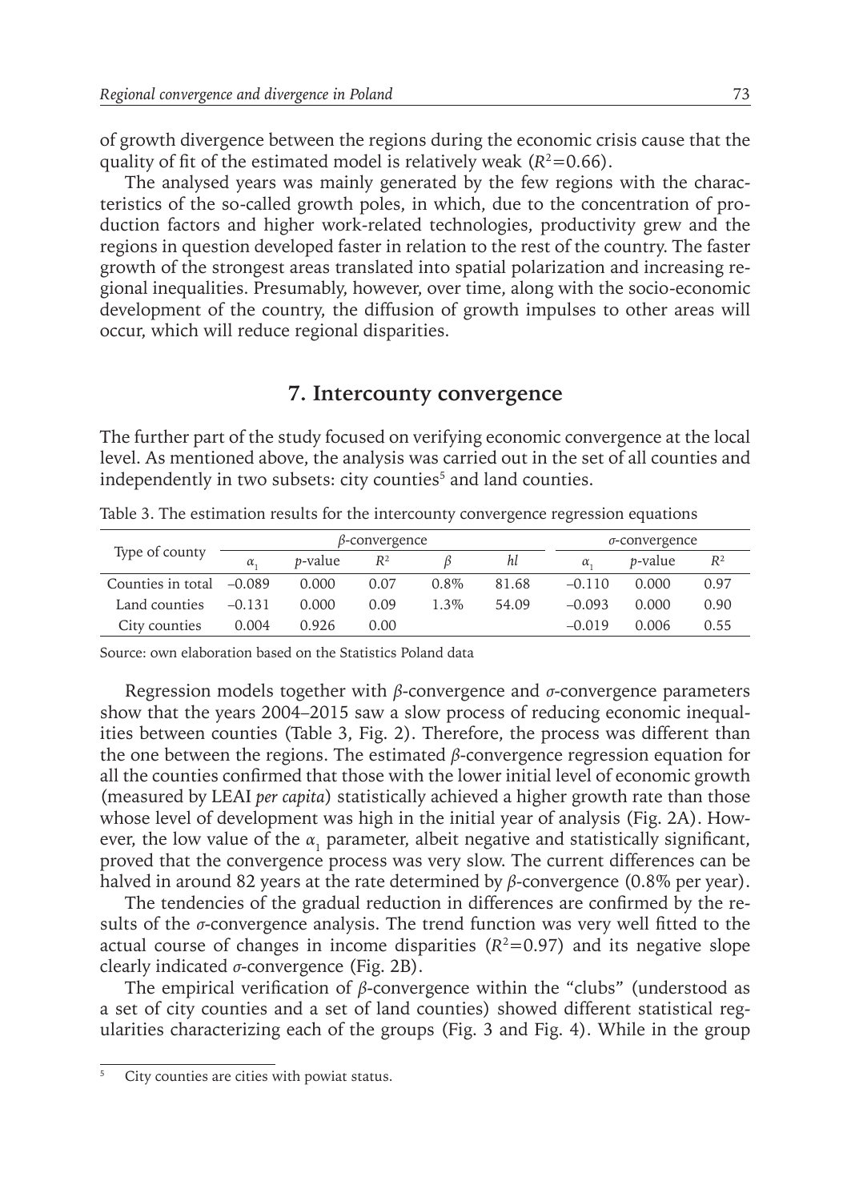of growth divergence between the regions during the economic crisis cause that the quality of fit of the estimated model is relatively weak ($R^2$=0.66).

The analysed years was mainly generated by the few regions with the characteristics of the so-called growth poles, in which, due to the concentration of production factors and higher work-related technologies, productivity grew and the regions in question developed faster in relation to the rest of the country. The faster growth of the strongest areas translated into spatial polarization and increasing regional inequalities. Presumably, however, over time, along with the socio-economic development of the country, the diffusion of growth impulses to other areas will occur, which will reduce regional disparities.

## 7. Intercounty convergence

The further part of the study focused on verifying economic convergence at the local level. As mentioned above, the analysis was carried out in the set of all counties and independently in two subsets: city counties[5] and land counties.

Table 3. The estimation results for the intercounty convergence regression equations

| Type of county | *β*-convergence | | | | | *σ*-convergence | | |
|---|---|---|---|---|---|---|---|---|
| | $\alpha_1$ | *p*-value | $R^2$ | *β* | *hl* | $\alpha_1$ | *p*-value | $R^2$ |
| Counties in total | –0.089 | 0.000 | 0.07 | 0.8% | 81.68 | –0.110 | 0.000 | 0.97 |
| Land counties | –0.131 | 0.000 | 0.09 | 1.3% | 54.09 | –0.093 | 0.000 | 0.90 |
| City counties | 0.004 | 0.926 | 0.00 | | | –0.019 | 0.006 | 0.55 |

Source: own elaboration based on the Statistics Poland data

Regression models together with *β*-convergence and *σ*-convergence parameters show that the years 2004–2015 saw a slow process of reducing economic inequalities between counties (Table 3, Fig. 2). Therefore, the process was different than the one between the regions. The estimated *β*-convergence regression equation for all the counties confirmed that those with the lower initial level of economic growth (measured by LEAI *per capita*) statistically achieved a higher growth rate than those whose level of development was high in the initial year of analysis (Fig. 2A). However, the low value of the $\alpha_1$ parameter, albeit negative and statistically significant, proved that the convergence process was very slow. The current differences can be halved in around 82 years at the rate determined by *β*-convergence (0.8% per year).

The tendencies of the gradual reduction in differences are confirmed by the results of the *σ*-convergence analysis. The trend function was very well fitted to the actual course of changes in income disparities ($R^2$=0.97) and its negative slope clearly indicated *σ*-convergence (Fig. 2B).

The empirical verification of *β*-convergence within the "clubs" (understood as a set of city counties and a set of land counties) showed different statistical regularities characterizing each of the groups (Fig. 3 and Fig. 4). While in the group

[5] City counties are cities with powiat status.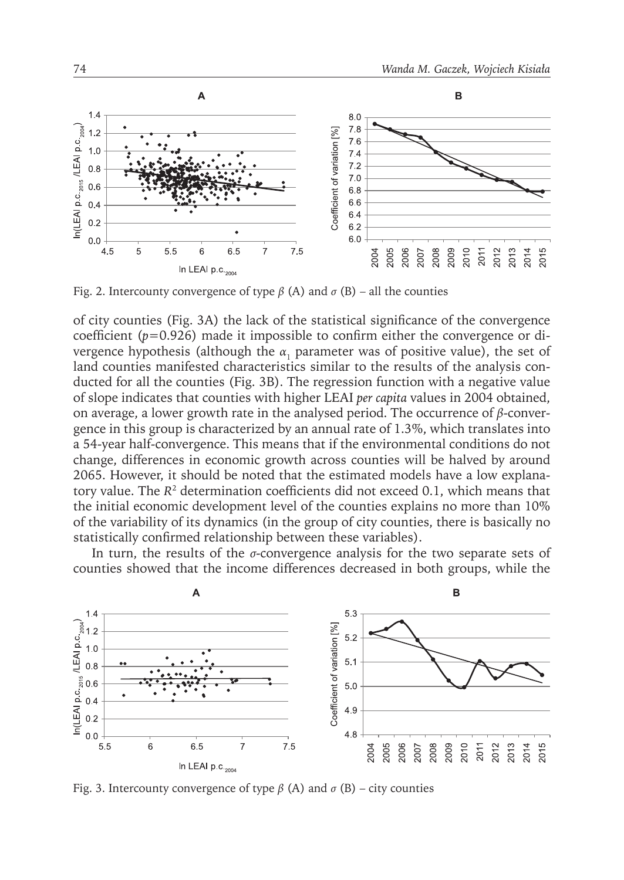Fig. 2. Intercounty convergence of type $\beta$ (A) and $\sigma$ (B) – all the counties

of city counties (Fig. 3A) the lack of the statistical significance of the convergence coefficient ($p$=0.926) made it impossible to confirm either the convergence or divergence hypothesis (although the $\alpha_1$ parameter was of positive value), the set of land counties manifested characteristics similar to the results of the analysis conducted for all the counties (Fig. 3B). The regression function with a negative value of slope indicates that counties with higher LEAI *per capita* values in 2004 obtained, on average, a lower growth rate in the analysed period. The occurrence of $\beta$-convergence in this group is characterized by an annual rate of 1.3%, which translates into a 54-year half-convergence. This means that if the environmental conditions do not change, differences in economic growth across counties will be halved by around 2065. However, it should be noted that the estimated models have a low explanatory value. The $R^2$ determination coefficients did not exceed 0.1, which means that the initial economic development level of the counties explains no more than 10% of the variability of its dynamics (in the group of city counties, there is basically no statistically confirmed relationship between these variables).

In turn, the results of the $\sigma$-convergence analysis for the two separate sets of counties showed that the income differences decreased in both groups, while the

Fig. 3. Intercounty convergence of type $\beta$ (A) and $\sigma$ (B) – city counties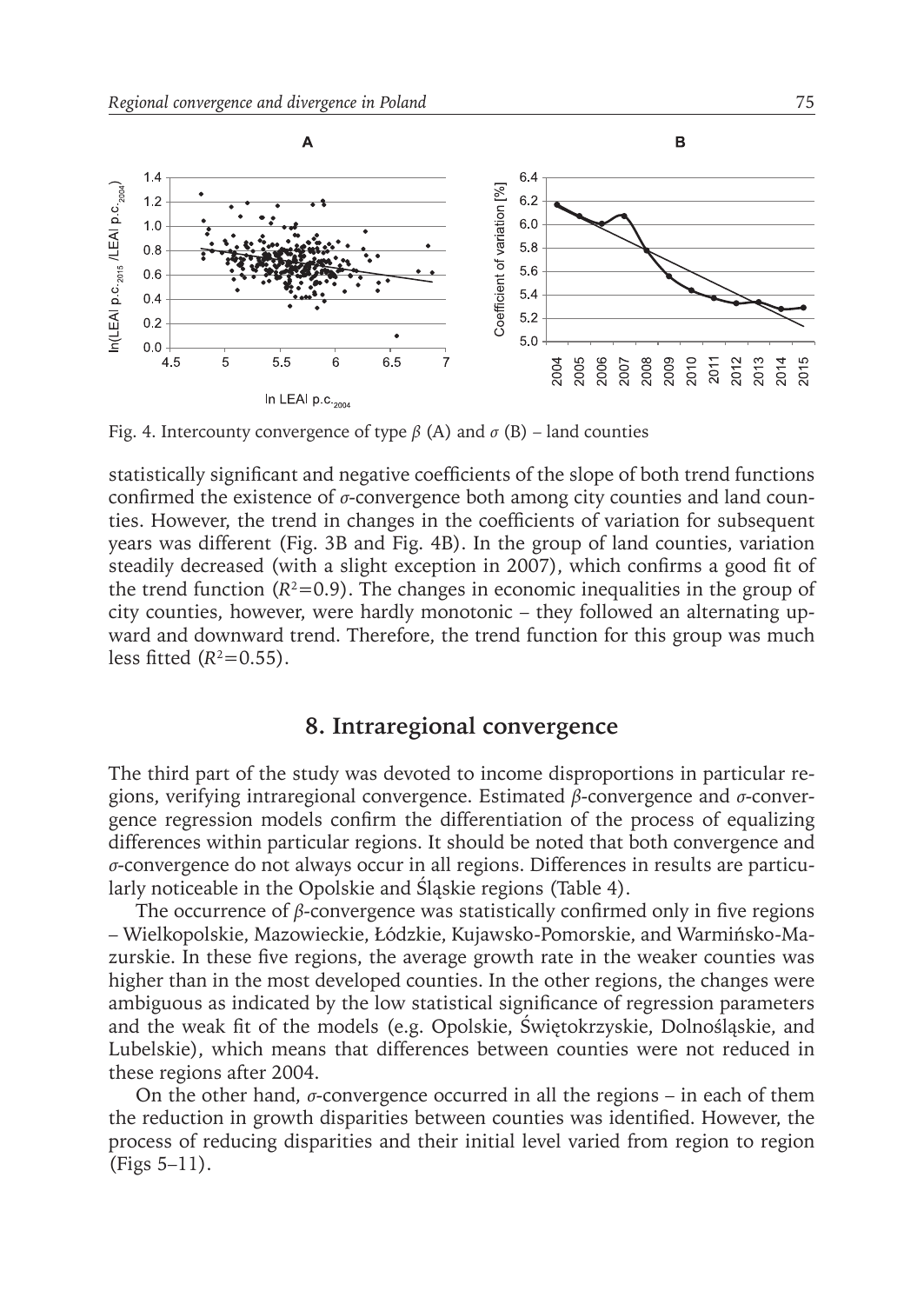Fig. 4. Intercounty convergence of type $\beta$ (A) and $\sigma$ (B) – land counties

statistically significant and negative coefficients of the slope of both trend functions confirmed the existence of $\sigma$-convergence both among city counties and land counties. However, the trend in changes in the coefficients of variation for subsequent years was different (Fig. 3B and Fig. 4B). In the group of land counties, variation steadily decreased (with a slight exception in 2007), which confirms a good fit of the trend function ($R^2=0.9$). The changes in economic inequalities in the group of city counties, however, were hardly monotonic – they followed an alternating upward and downward trend. Therefore, the trend function for this group was much less fitted ($R^2=0.55$).

## 8. Intraregional convergence

The third part of the study was devoted to income disproportions in particular regions, verifying intraregional convergence. Estimated $\beta$-convergence and $\sigma$-convergence regression models confirm the differentiation of the process of equalizing differences within particular regions. It should be noted that both convergence and $\sigma$-convergence do not always occur in all regions. Differences in results are particularly noticeable in the Opolskie and Śląskie regions (Table 4).

The occurrence of $\beta$-convergence was statistically confirmed only in five regions – Wielkopolskie, Mazowieckie, Łódzkie, Kujawsko-Pomorskie, and Warmińsko-Mazurskie. In these five regions, the average growth rate in the weaker counties was higher than in the most developed counties. In the other regions, the changes were ambiguous as indicated by the low statistical significance of regression parameters and the weak fit of the models (e.g. Opolskie, Świętokrzyskie, Dolnośląskie, and Lubelskie), which means that differences between counties were not reduced in these regions after 2004.

On the other hand, $\sigma$-convergence occurred in all the regions – in each of them the reduction in growth disparities between counties was identified. However, the process of reducing disparities and their initial level varied from region to region (Figs 5–11).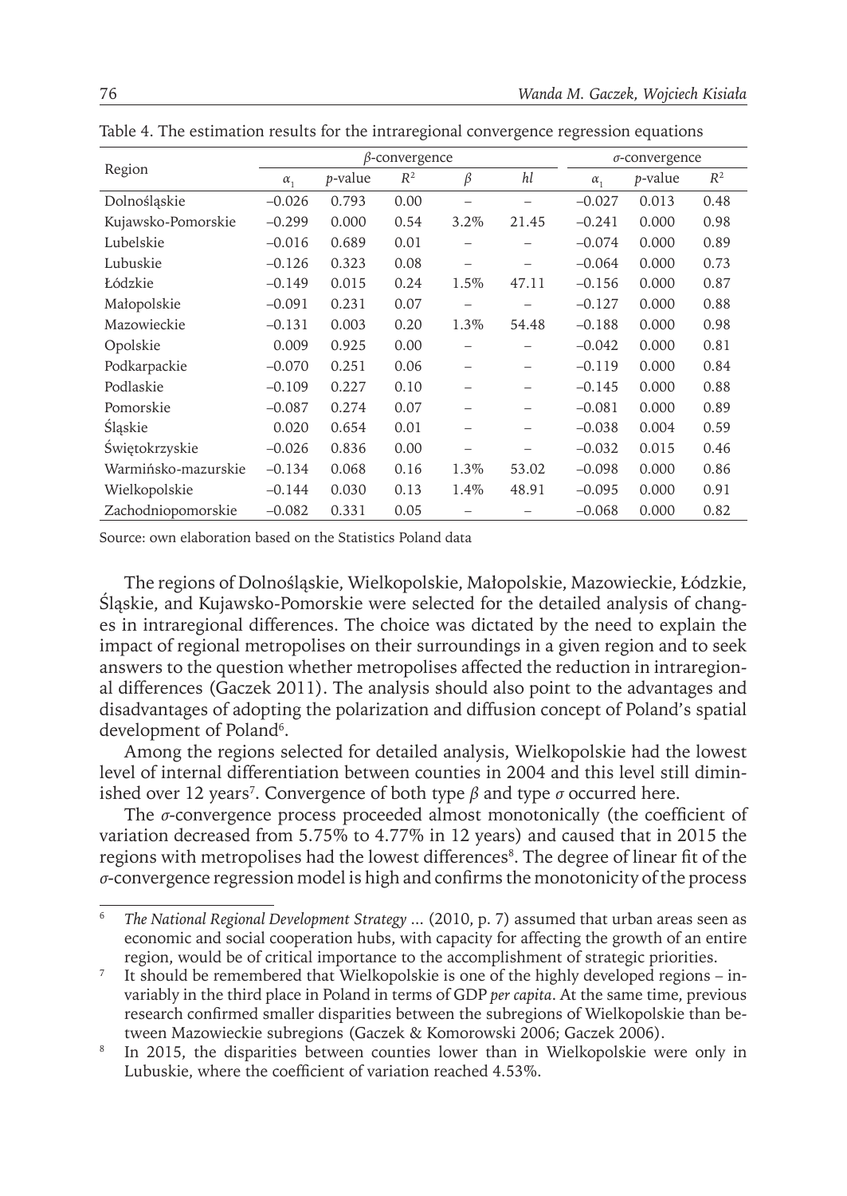Table 4. The estimation results for the intraregional convergence regression equations

| Region | $\beta$-convergence | | | | | $\sigma$-convergence | | |
|---|---|---|---|---|---|---|---|---|
| | $\alpha_1$ | $p$-value | $R^2$ | $\beta$ | $hl$ | $\alpha_1$ | $p$-value | $R^2$ |
| Dolnośląskie | –0.026 | 0.793 | 0.00 | – | – | –0.027 | 0.013 | 0.48 |
| Kujawsko-Pomorskie | –0.299 | 0.000 | 0.54 | 3.2% | 21.45 | –0.241 | 0.000 | 0.98 |
| Lubelskie | –0.016 | 0.689 | 0.01 | – | – | –0.074 | 0.000 | 0.89 |
| Lubuskie | –0.126 | 0.323 | 0.08 | – | – | –0.064 | 0.000 | 0.73 |
| Łódzkie | –0.149 | 0.015 | 0.24 | 1.5% | 47.11 | –0.156 | 0.000 | 0.87 |
| Małopolskie | –0.091 | 0.231 | 0.07 | – | – | –0.127 | 0.000 | 0.88 |
| Mazowieckie | –0.131 | 0.003 | 0.20 | 1.3% | 54.48 | –0.188 | 0.000 | 0.98 |
| Opolskie | 0.009 | 0.925 | 0.00 | – | – | –0.042 | 0.000 | 0.81 |
| Podkarpackie | –0.070 | 0.251 | 0.06 | – | – | –0.119 | 0.000 | 0.84 |
| Podlaskie | –0.109 | 0.227 | 0.10 | – | – | –0.145 | 0.000 | 0.88 |
| Pomorskie | –0.087 | 0.274 | 0.07 | – | – | –0.081 | 0.000 | 0.89 |
| Śląskie | 0.020 | 0.654 | 0.01 | – | – | –0.038 | 0.004 | 0.59 |
| Świętokrzyskie | –0.026 | 0.836 | 0.00 | – | – | –0.032 | 0.015 | 0.46 |
| Warmińsko-mazurskie | –0.134 | 0.068 | 0.16 | 1.3% | 53.02 | –0.098 | 0.000 | 0.86 |
| Wielkopolskie | –0.144 | 0.030 | 0.13 | 1.4% | 48.91 | –0.095 | 0.000 | 0.91 |
| Zachodniopomorskie | –0.082 | 0.331 | 0.05 | – | – | –0.068 | 0.000 | 0.82 |

Source: own elaboration based on the Statistics Poland data

The regions of Dolnośląskie, Wielkopolskie, Małopolskie, Mazowieckie, Łódzkie, Śląskie, and Kujawsko-Pomorskie were selected for the detailed analysis of changes in intraregional differences. The choice was dictated by the need to explain the impact of regional metropolises on their surroundings in a given region and to seek answers to the question whether metropolises affected the reduction in intraregional differences (Gaczek 2011). The analysis should also point to the advantages and disadvantages of adopting the polarization and diffusion concept of Poland's spatial development of Poland[6].

Among the regions selected for detailed analysis, Wielkopolskie had the lowest level of internal differentiation between counties in 2004 and this level still diminished over 12 years[7]. Convergence of both type $\beta$ and type $\sigma$ occurred here.

The $\sigma$-convergence process proceeded almost monotonically (the coefficient of variation decreased from 5.75% to 4.77% in 12 years) and caused that in 2015 the regions with metropolises had the lowest differences[8]. The degree of linear fit of the $\sigma$-convergence regression model is high and confirms the monotonicity of the process

[6] *The National Regional Development Strategy* ... (2010, p. 7) assumed that urban areas seen as economic and social cooperation hubs, with capacity for affecting the growth of an entire region, would be of critical importance to the accomplishment of strategic priorities.

[7] It should be remembered that Wielkopolskie is one of the highly developed regions – invariably in the third place in Poland in terms of GDP *per capita*. At the same time, previous research confirmed smaller disparities between the subregions of Wielkopolskie than between Mazowieckie subregions (Gaczek & Komorowski 2006; Gaczek 2006).

[8] In 2015, the disparities between counties lower than in Wielkopolskie were only in Lubuskie, where the coefficient of variation reached 4.53%.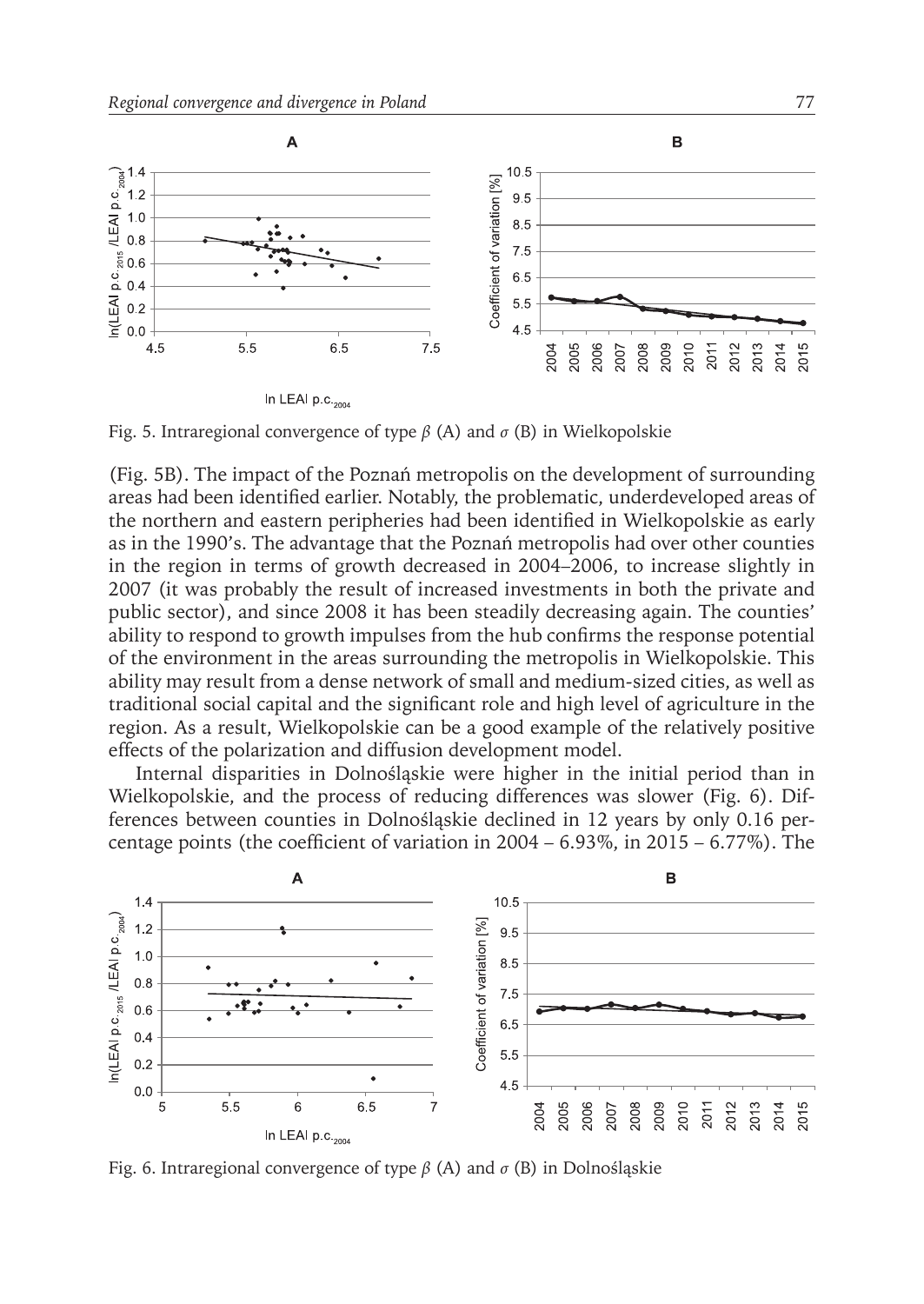Fig. 5. Intraregional convergence of type $\beta$ (A) and $\sigma$ (B) in Wielkopolskie

(Fig. 5B). The impact of the Poznań metropolis on the development of surrounding areas had been identified earlier. Notably, the problematic, underdeveloped areas of the northern and eastern peripheries had been identified in Wielkopolskie as early as in the 1990's. The advantage that the Poznań metropolis had over other counties in the region in terms of growth decreased in 2004–2006, to increase slightly in 2007 (it was probably the result of increased investments in both the private and public sector), and since 2008 it has been steadily decreasing again. The counties' ability to respond to growth impulses from the hub confirms the response potential of the environment in the areas surrounding the metropolis in Wielkopolskie. This ability may result from a dense network of small and medium-sized cities, as well as traditional social capital and the significant role and high level of agriculture in the region. As a result, Wielkopolskie can be a good example of the relatively positive effects of the polarization and diffusion development model.

Internal disparities in Dolnośląskie were higher in the initial period than in Wielkopolskie, and the process of reducing differences was slower (Fig. 6). Differences between counties in Dolnośląskie declined in 12 years by only 0.16 percentage points (the coefficient of variation in 2004 – 6.93%, in 2015 – 6.77%). The

Fig. 6. Intraregional convergence of type $\beta$ (A) and $\sigma$ (B) in Dolnośląskie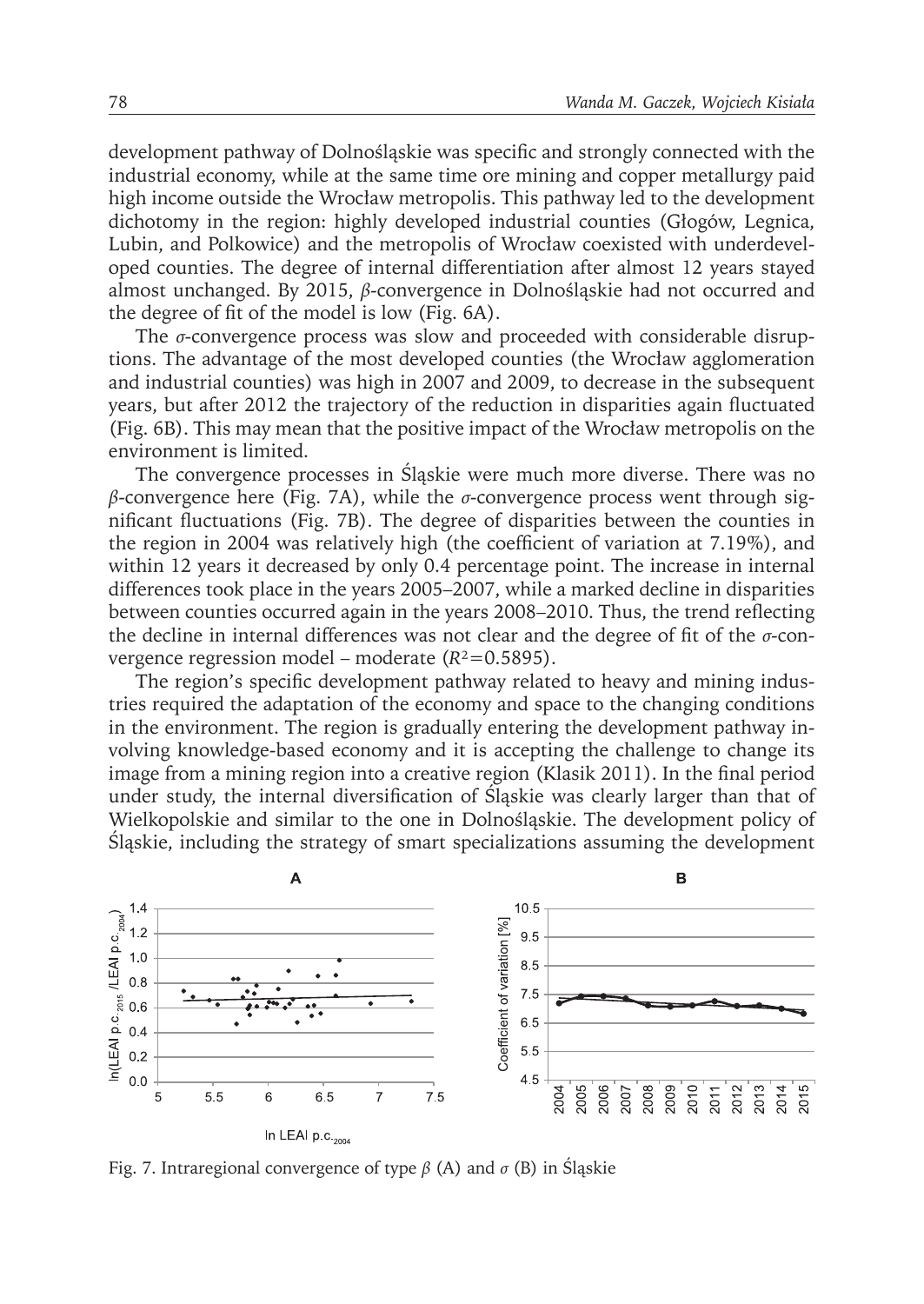development pathway of Dolnośląskie was specific and strongly connected with the industrial economy, while at the same time ore mining and copper metallurgy paid high income outside the Wrocław metropolis. This pathway led to the development dichotomy in the region: highly developed industrial counties (Głogów, Legnica, Lubin, and Polkowice) and the metropolis of Wrocław coexisted with underdeveloped counties. The degree of internal differentiation after almost 12 years stayed almost unchanged. By 2015, $\beta$-convergence in Dolnośląskie had not occurred and the degree of fit of the model is low (Fig. 6A).

The $\sigma$-convergence process was slow and proceeded with considerable disruptions. The advantage of the most developed counties (the Wrocław agglomeration and industrial counties) was high in 2007 and 2009, to decrease in the subsequent years, but after 2012 the trajectory of the reduction in disparities again fluctuated (Fig. 6B). This may mean that the positive impact of the Wrocław metropolis on the environment is limited.

The convergence processes in Śląskie were much more diverse. There was no $\beta$-convergence here (Fig. 7A), while the $\sigma$-convergence process went through significant fluctuations (Fig. 7B). The degree of disparities between the counties in the region in 2004 was relatively high (the coefficient of variation at 7.19%), and within 12 years it decreased by only 0.4 percentage point. The increase in internal differences took place in the years 2005–2007, while a marked decline in disparities between counties occurred again in the years 2008–2010. Thus, the trend reflecting the decline in internal differences was not clear and the degree of fit of the $\sigma$-convergence regression model – moderate ($R^2$=0.5895).

The region's specific development pathway related to heavy and mining industries required the adaptation of the economy and space to the changing conditions in the environment. The region is gradually entering the development pathway involving knowledge-based economy and it is accepting the challenge to change its image from a mining region into a creative region (Klasik 2011). In the final period under study, the internal diversification of Śląskie was clearly larger than that of Wielkopolskie and similar to the one in Dolnośląskie. The development policy of Śląskie, including the strategy of smart specializations assuming the development

Fig. 7. Intraregional convergence of type $\beta$ (A) and $\sigma$ (B) in Śląskie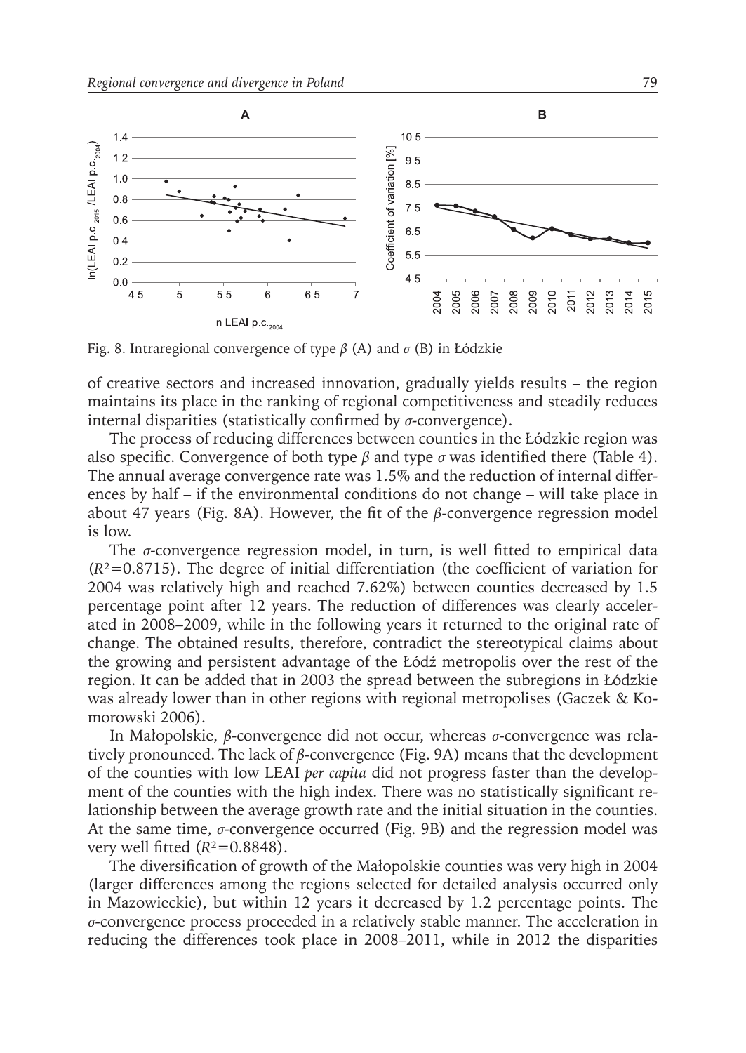Fig. 8. Intraregional convergence of type $\beta$ (A) and $\sigma$ (B) in Łódzkie

of creative sectors and increased innovation, gradually yields results – the region maintains its place in the ranking of regional competitiveness and steadily reduces internal disparities (statistically confirmed by $\sigma$-convergence).

The process of reducing differences between counties in the Łódzkie region was also specific. Convergence of both type $\beta$ and type $\sigma$ was identified there (Table 4). The annual average convergence rate was 1.5% and the reduction of internal differences by half – if the environmental conditions do not change – will take place in about 47 years (Fig. 8A). However, the fit of the $\beta$-convergence regression model is low.

The $\sigma$-convergence regression model, in turn, is well fitted to empirical data ($R^2$=0.8715). The degree of initial differentiation (the coefficient of variation for 2004 was relatively high and reached 7.62%) between counties decreased by 1.5 percentage point after 12 years. The reduction of differences was clearly accelerated in 2008–2009, while in the following years it returned to the original rate of change. The obtained results, therefore, contradict the stereotypical claims about the growing and persistent advantage of the Łódź metropolis over the rest of the region. It can be added that in 2003 the spread between the subregions in Łódzkie was already lower than in other regions with regional metropolises (Gaczek & Komorowski 2006).

In Małopolskie, $\beta$-convergence did not occur, whereas $\sigma$-convergence was relatively pronounced. The lack of $\beta$-convergence (Fig. 9A) means that the development of the counties with low LEAI *per capita* did not progress faster than the development of the counties with the high index. There was no statistically significant relationship between the average growth rate and the initial situation in the counties. At the same time, $\sigma$-convergence occurred (Fig. 9B) and the regression model was very well fitted ($R^2$=0.8848).

The diversification of growth of the Małopolskie counties was very high in 2004 (larger differences among the regions selected for detailed analysis occurred only in Mazowieckie), but within 12 years it decreased by 1.2 percentage points. The $\sigma$-convergence process proceeded in a relatively stable manner. The acceleration in reducing the differences took place in 2008–2011, while in 2012 the disparities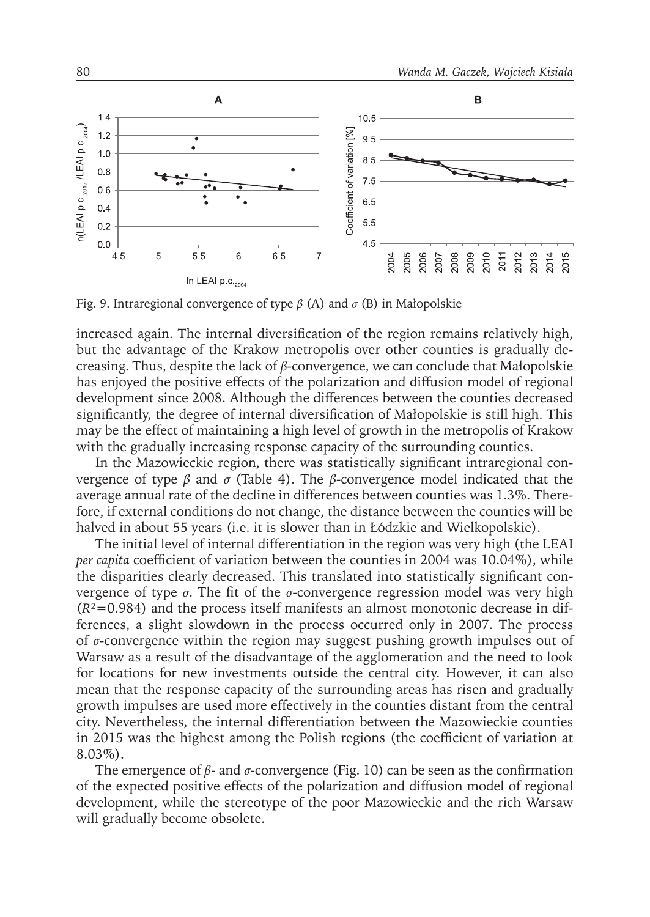Fig. 9. Intraregional convergence of type *β* (A) and *σ* (B) in Małopolskie

increased again. The internal diversification of the region remains relatively high, but the advantage of the Krakow metropolis over other counties is gradually decreasing. Thus, despite the lack of *β*-convergence, we can conclude that Małopolskie has enjoyed the positive effects of the polarization and diffusion model of regional development since 2008. Although the differences between the counties decreased significantly, the degree of internal diversification of Małopolskie is still high. This may be the effect of maintaining a high level of growth in the metropolis of Krakow with the gradually increasing response capacity of the surrounding counties.

In the Mazowieckie region, there was statistically significant intraregional convergence of type *β* and *σ* (Table 4). The *β*-convergence model indicated that the average annual rate of the decline in differences between counties was 1.3%. Therefore, if external conditions do not change, the distance between the counties will be halved in about 55 years (i.e. it is slower than in Łódzkie and Wielkopolskie).

The initial level of internal differentiation in the region was very high (the LEAI *per capita* coefficient of variation between the counties in 2004 was 10.04%), while the disparities clearly decreased. This translated into statistically significant convergence of type *σ*. The fit of the *σ*-convergence regression model was very high ($R^2$=0.984) and the process itself manifests an almost monotonic decrease in differences, a slight slowdown in the process occurred only in 2007. The process of *σ*-convergence within the region may suggest pushing growth impulses out of Warsaw as a result of the disadvantage of the agglomeration and the need to look for locations for new investments outside the central city. However, it can also mean that the response capacity of the surrounding areas has risen and gradually growth impulses are used more effectively in the counties distant from the central city. Nevertheless, the internal differentiation between the Mazowieckie counties in 2015 was the highest among the Polish regions (the coefficient of variation at 8.03%).

The emergence of *β*- and *σ*-convergence (Fig. 10) can be seen as the confirmation of the expected positive effects of the polarization and diffusion model of regional development, while the stereotype of the poor Mazowieckie and the rich Warsaw will gradually become obsolete.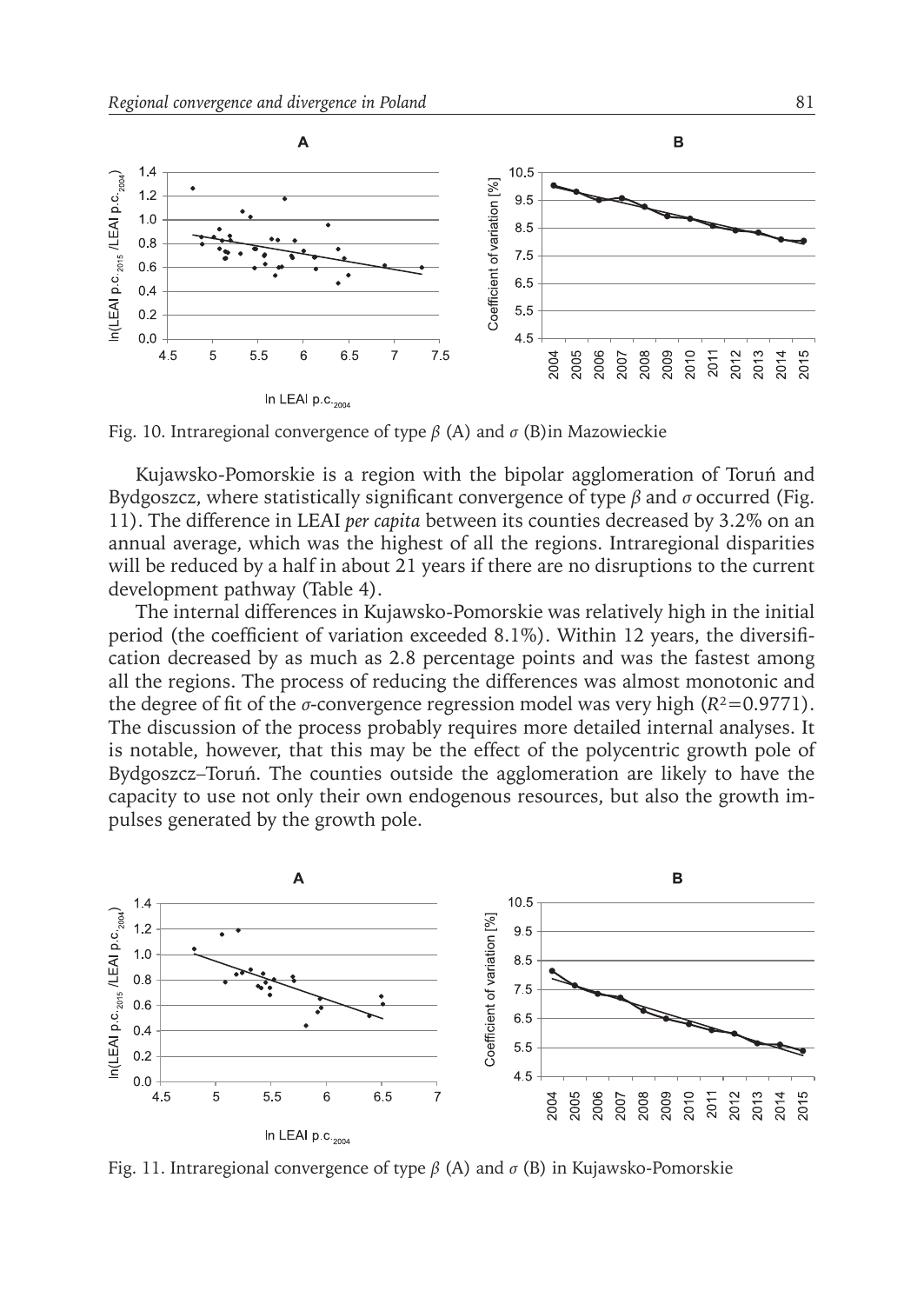Fig. 10. Intraregional convergence of type $\beta$ (A) and $\sigma$ (B)in Mazowieckie

Kujawsko-Pomorskie is a region with the bipolar agglomeration of Toruń and Bydgoszcz, where statistically significant convergence of type $\beta$ and $\sigma$ occurred (Fig. 11). The difference in LEAI *per capita* between its counties decreased by 3.2% on an annual average, which was the highest of all the regions. Intraregional disparities will be reduced by a half in about 21 years if there are no disruptions to the current development pathway (Table 4).

The internal differences in Kujawsko-Pomorskie was relatively high in the initial period (the coefficient of variation exceeded 8.1%). Within 12 years, the diversification decreased by as much as 2.8 percentage points and was the fastest among all the regions. The process of reducing the differences was almost monotonic and the degree of fit of the $\sigma$-convergence regression model was very high ($R^2$=0.9771). The discussion of the process probably requires more detailed internal analyses. It is notable, however, that this may be the effect of the polycentric growth pole of Bydgoszcz–Toruń. The counties outside the agglomeration are likely to have the capacity to use not only their own endogenous resources, but also the growth impulses generated by the growth pole.

Fig. 11. Intraregional convergence of type $\beta$ (A) and $\sigma$ (B) in Kujawsko-Pomorskie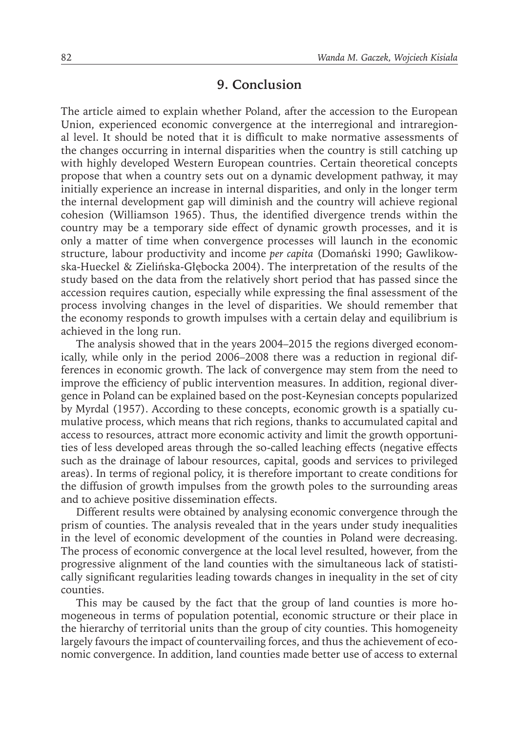## 9. Conclusion

The article aimed to explain whether Poland, after the accession to the European Union, experienced economic convergence at the interregional and intraregional level. It should be noted that it is difficult to make normative assessments of the changes occurring in internal disparities when the country is still catching up with highly developed Western European countries. Certain theoretical concepts propose that when a country sets out on a dynamic development pathway, it may initially experience an increase in internal disparities, and only in the longer term the internal development gap will diminish and the country will achieve regional cohesion (Williamson 1965). Thus, the identified divergence trends within the country may be a temporary side effect of dynamic growth processes, and it is only a matter of time when convergence processes will launch in the economic structure, labour productivity and income *per capita* (Domański 1990; Gawlikowska-Hueckel & Zielińska-Głębocka 2004). The interpretation of the results of the study based on the data from the relatively short period that has passed since the accession requires caution, especially while expressing the final assessment of the process involving changes in the level of disparities. We should remember that the economy responds to growth impulses with a certain delay and equilibrium is achieved in the long run.

The analysis showed that in the years 2004–2015 the regions diverged economically, while only in the period 2006–2008 there was a reduction in regional differences in economic growth. The lack of convergence may stem from the need to improve the efficiency of public intervention measures. In addition, regional divergence in Poland can be explained based on the post-Keynesian concepts popularized by Myrdal (1957). According to these concepts, economic growth is a spatially cumulative process, which means that rich regions, thanks to accumulated capital and access to resources, attract more economic activity and limit the growth opportunities of less developed areas through the so-called leaching effects (negative effects such as the drainage of labour resources, capital, goods and services to privileged areas). In terms of regional policy, it is therefore important to create conditions for the diffusion of growth impulses from the growth poles to the surrounding areas and to achieve positive dissemination effects.

Different results were obtained by analysing economic convergence through the prism of counties. The analysis revealed that in the years under study inequalities in the level of economic development of the counties in Poland were decreasing. The process of economic convergence at the local level resulted, however, from the progressive alignment of the land counties with the simultaneous lack of statistically significant regularities leading towards changes in inequality in the set of city counties.

This may be caused by the fact that the group of land counties is more homogeneous in terms of population potential, economic structure or their place in the hierarchy of territorial units than the group of city counties. This homogeneity largely favours the impact of countervailing forces, and thus the achievement of economic convergence. In addition, land counties made better use of access to external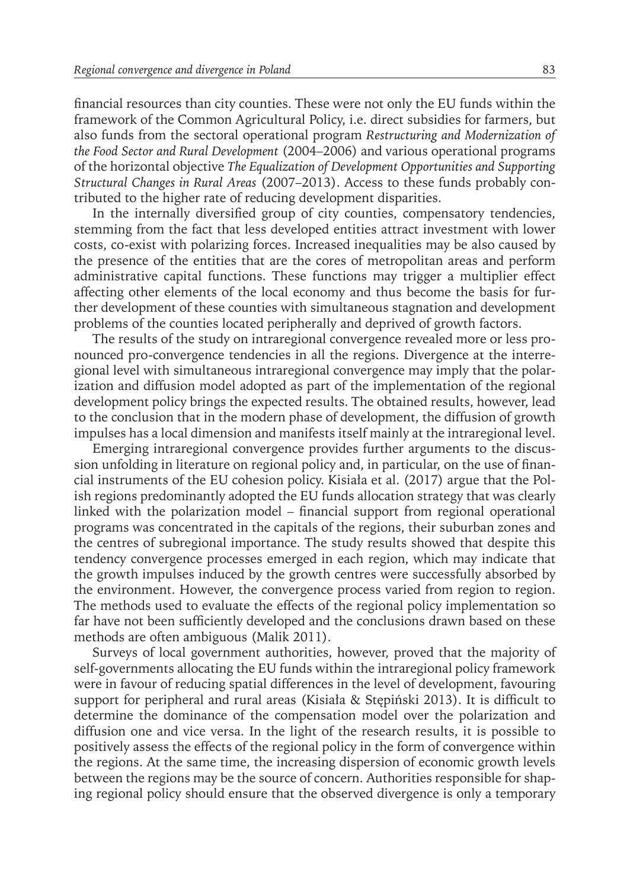financial resources than city counties. These were not only the EU funds within the framework of the Common Agricultural Policy, i.e. direct subsidies for farmers, but also funds from the sectoral operational program *Restructuring and Modernization of the Food Sector and Rural Development* (2004–2006) and various operational programs of the horizontal objective *The Equalization of Development Opportunities and Supporting Structural Changes in Rural Areas* (2007–2013). Access to these funds probably contributed to the higher rate of reducing development disparities.

In the internally diversified group of city counties, compensatory tendencies, stemming from the fact that less developed entities attract investment with lower costs, co-exist with polarizing forces. Increased inequalities may be also caused by the presence of the entities that are the cores of metropolitan areas and perform administrative capital functions. These functions may trigger a multiplier effect affecting other elements of the local economy and thus become the basis for further development of these counties with simultaneous stagnation and development problems of the counties located peripherally and deprived of growth factors.

The results of the study on intraregional convergence revealed more or less pronounced pro-convergence tendencies in all the regions. Divergence at the interregional level with simultaneous intraregional convergence may imply that the polarization and diffusion model adopted as part of the implementation of the regional development policy brings the expected results. The obtained results, however, lead to the conclusion that in the modern phase of development, the diffusion of growth impulses has a local dimension and manifests itself mainly at the intraregional level.

Emerging intraregional convergence provides further arguments to the discussion unfolding in literature on regional policy and, in particular, on the use of financial instruments of the EU cohesion policy. Kisiała et al. (2017) argue that the Polish regions predominantly adopted the EU funds allocation strategy that was clearly linked with the polarization model – financial support from regional operational programs was concentrated in the capitals of the regions, their suburban zones and the centres of subregional importance. The study results showed that despite this tendency convergence processes emerged in each region, which may indicate that the growth impulses induced by the growth centres were successfully absorbed by the environment. However, the convergence process varied from region to region. The methods used to evaluate the effects of the regional policy implementation so far have not been sufficiently developed and the conclusions drawn based on these methods are often ambiguous (Malik 2011).

Surveys of local government authorities, however, proved that the majority of self-governments allocating the EU funds within the intraregional policy framework were in favour of reducing spatial differences in the level of development, favouring support for peripheral and rural areas (Kisiała & Stępiński 2013). It is difficult to determine the dominance of the compensation model over the polarization and diffusion one and vice versa. In the light of the research results, it is possible to positively assess the effects of the regional policy in the form of convergence within the regions. At the same time, the increasing dispersion of economic growth levels between the regions may be the source of concern. Authorities responsible for shaping regional policy should ensure that the observed divergence is only a temporary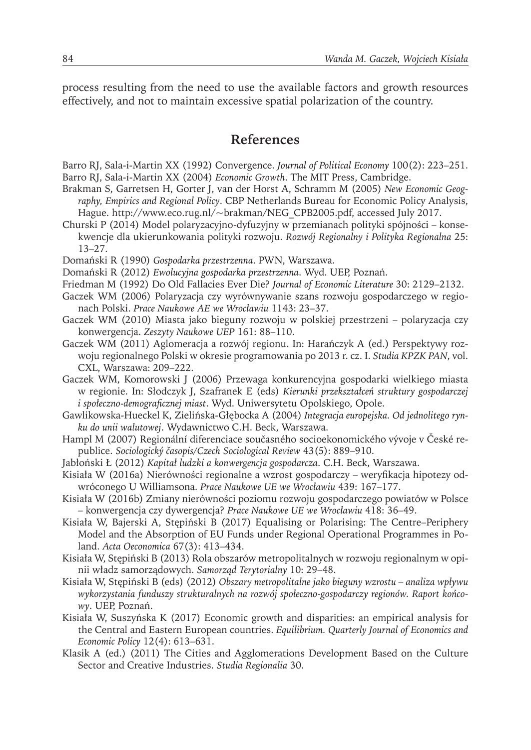process resulting from the need to use the available factors and growth resources effectively, and not to maintain excessive spatial polarization of the country.

## References

Barro RJ, Sala-i-Martin XX (1992) Convergence. *Journal of Political Economy* 100(2): 223–251.

Barro RJ, Sala-i-Martin XX (2004) *Economic Growth*. The MIT Press, Cambridge.

Brakman S, Garretsen H, Gorter J, van der Horst A, Schramm M (2005) *New Economic Geography, Empirics and Regional Policy*. CBP Netherlands Bureau for Economic Policy Analysis, Hague. http://www.eco.rug.nl/~brakman/NEG_CPB2005.pdf, accessed July 2017.

Churski P (2014) Model polaryzacyjno-dyfuzyjny w przemianach polityki spójności – konsekwencje dla ukierunkowania polityki rozwoju. *Rozwój Regionalny i Polityka Regionalna* 25: 13–27.

Domański R (1990) *Gospodarka przestrzenna*. PWN, Warszawa.

Domański R (2012) *Ewolucyjna gospodarka przestrzenna*. Wyd. UEP, Poznań.

Friedman M (1992) Do Old Fallacies Ever Die? *Journal of Economic Literature* 30: 2129–2132.

Gaczek WM (2006) Polaryzacja czy wyrównywanie szans rozwoju gospodarczego w regionach Polski. *Prace Naukowe AE we Wrocławiu* 1143: 23–37.

Gaczek WM (2010) Miasta jako bieguny rozwoju w polskiej przestrzeni – polaryzacja czy konwergencja. *Zeszyty Naukowe UEP* 161: 88–110.

Gaczek WM (2011) Aglomeracja a rozwój regionu. In: Harańczyk A (ed.) Perspektywy rozwoju regionalnego Polski w okresie programowania po 2013 r. cz. I. *Studia KPZK PAN*, vol. CXL, Warszawa: 209–222.

Gaczek WM, Komorowski J (2006) Przewaga konkurencyjna gospodarki wielkiego miasta w regionie. In: Słodczyk J, Szafranek E (eds) *Kierunki przekształceń struktury gospodarczej i społeczno-demograficznej miast*. Wyd. Uniwersytetu Opolskiego, Opole.

Gawlikowska-Hueckel K, Zielińska-Głębocka A (2004) *Integracja europejska. Od jednolitego rynku do unii walutowej*. Wydawnictwo C.H. Beck, Warszawa.

Hampl M (2007) Regionální diferenciace současného socioekonomického vývoje v České republice. *Sociologický časopis/Czech Sociological Review* 43(5): 889–910.

Jabłoński Ł (2012) *Kapitał ludzki a konwergencja gospodarcza*. C.H. Beck, Warszawa.

Kisiała W (2016a) Nierówności regionalne a wzrost gospodarczy – weryfikacja hipotezy odwróconego U Williamsona. *Prace Naukowe UE we Wrocławiu* 439: 167–177.

Kisiała W (2016b) Zmiany nierówności poziomu rozwoju gospodarczego powiatów w Polsce – konwergencja czy dywergencja? *Prace Naukowe UE we Wrocławiu* 418: 36–49.

Kisiała W, Bajerski A, Stępiński B (2017) Equalising or Polarising: The Centre–Periphery Model and the Absorption of EU Funds under Regional Operational Programmes in Poland. *Acta Oeconomica* 67(3): 413–434.

Kisiała W, Stępiński B (2013) Rola obszarów metropolitalnych w rozwoju regionalnym w opinii władz samorządowych. *Samorząd Terytorialny* 10: 29–48.

Kisiała W, Stępiński B (eds) (2012) *Obszary metropolitalne jako bieguny wzrostu – analiza wpływu wykorzystania funduszy strukturalnych na rozwój społeczno-gospodarczy regionów. Raport końcowy*. UEP, Poznań.

Kisiała W, Suszyńska K (2017) Economic growth and disparities: an empirical analysis for the Central and Eastern European countries. *Equilibrium. Quarterly Journal of Economics and Economic Policy* 12(4): 613–631.

Klasik A (ed.) (2011) The Cities and Agglomerations Development Based on the Culture Sector and Creative Industries. *Studia Regionalia* 30.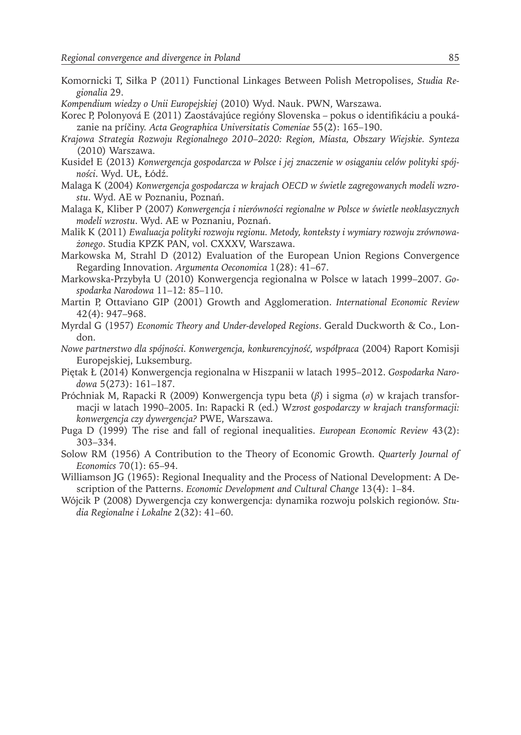Komornicki T, Siłka P (2011) Functional Linkages Between Polish Metropolises, *Studia Regionalia* 29.

*Kompendium wiedzy o Unii Europejskiej* (2010) Wyd. Nauk. PWN, Warszawa.

Korec P, Polonyová E (2011) Zaostávajúce regióny Slovenska – pokus o identifikáciu a poukázanie na príčiny. *Acta Geographica Universitatis Comeniae* 55(2): 165–190.

*Krajowa Strategia Rozwoju Regionalnego 2010–2020: Region, Miasta, Obszary Wiejskie. Synteza* (2010) Warszawa.

Kusideł E (2013) *Konwergencja gospodarcza w Polsce i jej znaczenie w osiąganiu celów polityki spójności*. Wyd. UŁ, Łódź.

Malaga K (2004) *Konwergencja gospodarcza w krajach OECD w świetle zagregowanych modeli wzrostu*. Wyd. AE w Poznaniu, Poznań.

Malaga K, Kliber P (2007) *Konwergencja i nierówności regionalne w Polsce w świetle neoklasycznych modeli wzrostu*. Wyd. AE w Poznaniu, Poznań.

Malik K (2011) *Ewaluacja polityki rozwoju regionu. Metody, konteksty i wymiary rozwoju zrównoważonego*. Studia KPZK PAN, vol. CXXXV, Warszawa.

Markowska M, Strahl D (2012) Evaluation of the European Union Regions Convergence Regarding Innovation. *Argumenta Oeconomica* 1(28): 41–67.

Markowska-Przybyła U (2010) Konwergencja regionalna w Polsce w latach 1999–2007. *Gospodarka Narodowa* 11–12: 85–110.

Martin P, Ottaviano GIP (2001) Growth and Agglomeration. *International Economic Review* 42(4): 947–968.

Myrdal G (1957) *Economic Theory and Under-developed Regions*. Gerald Duckworth & Co., London.

*Nowe partnerstwo dla spójności. Konwergencja, konkurencyjność, współpraca* (2004) Raport Komisji Europejskiej, Luksemburg.

Piętak Ł (2014) Konwergencja regionalna w Hiszpanii w latach 1995–2012. *Gospodarka Narodowa* 5(273): 161–187.

Próchniak M, Rapacki R (2009) Konwergencja typu beta (*β*) i sigma (*σ*) w krajach transformacji w latach 1990–2005. In: Rapacki R (ed.) W*zrost gospodarczy w krajach transformacji: konwergencja czy dywergencja?* PWE, Warszawa.

Puga D (1999) The rise and fall of regional inequalities. *European Economic Review* 43(2): 303–334.

Solow RM (1956) A Contribution to the Theory of Economic Growth. *Quarterly Journal of Economics* 70(1): 65–94.

Williamson JG (1965): Regional Inequality and the Process of National Development: A Description of the Patterns. *Economic Development and Cultural Change* 13(4): 1–84.

Wójcik P (2008) Dywergencja czy konwergencja: dynamika rozwoju polskich regionów. *Studia Regionalne i Lokalne* 2(32): 41–60.